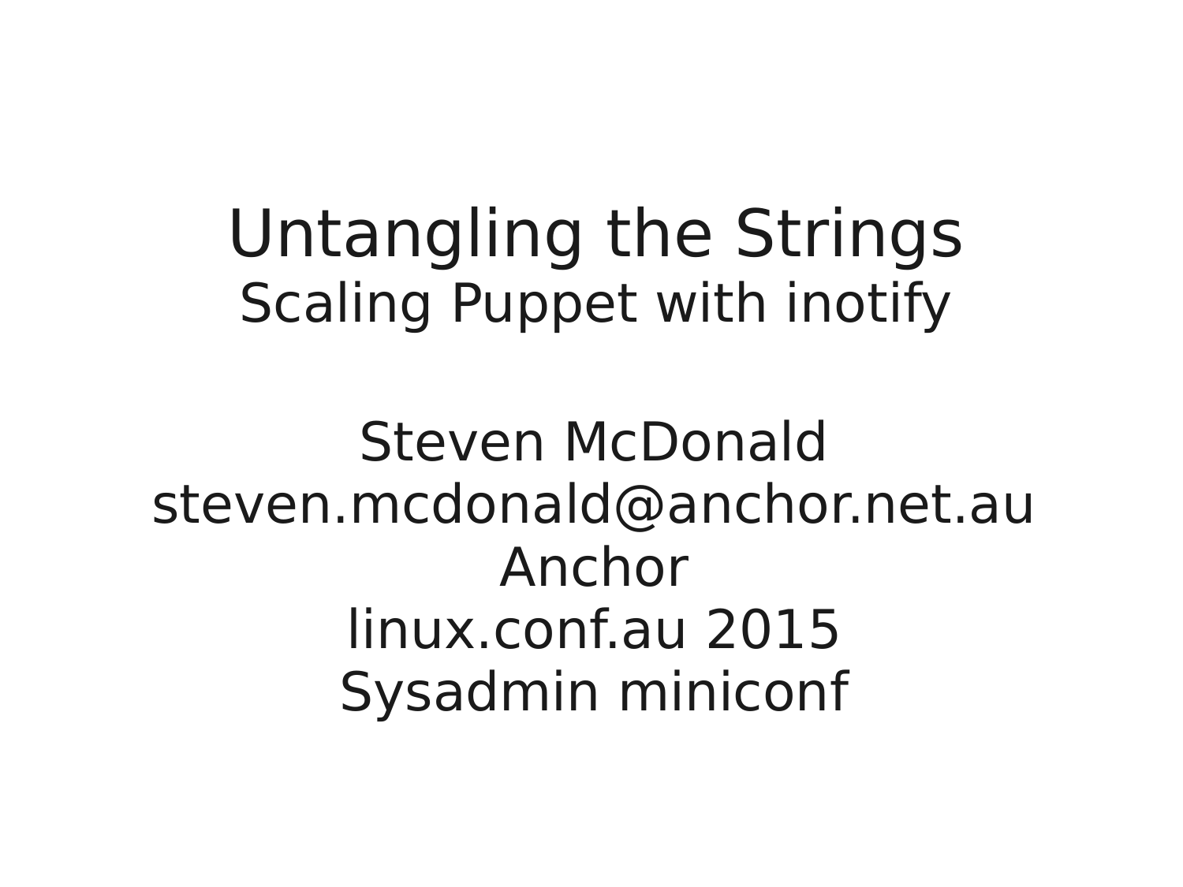# Untangling the Strings

## Scaling Puppet with inotify

Steven McDonald
steven.mcdonald@anchor.net.au
Anchor
linux.conf.au 2015
Sysadmin miniconf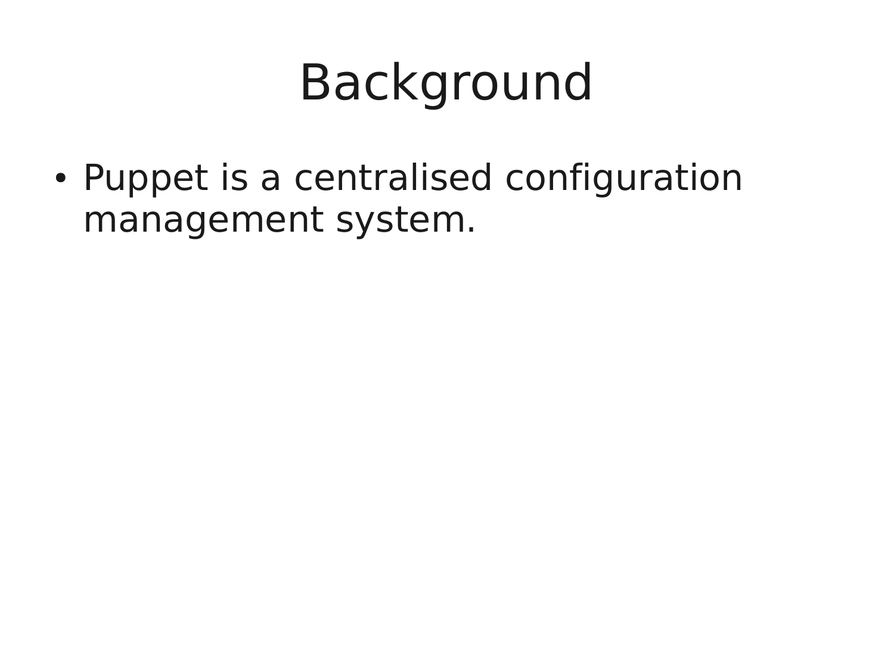# Background

- Puppet is a centralised configuration management system.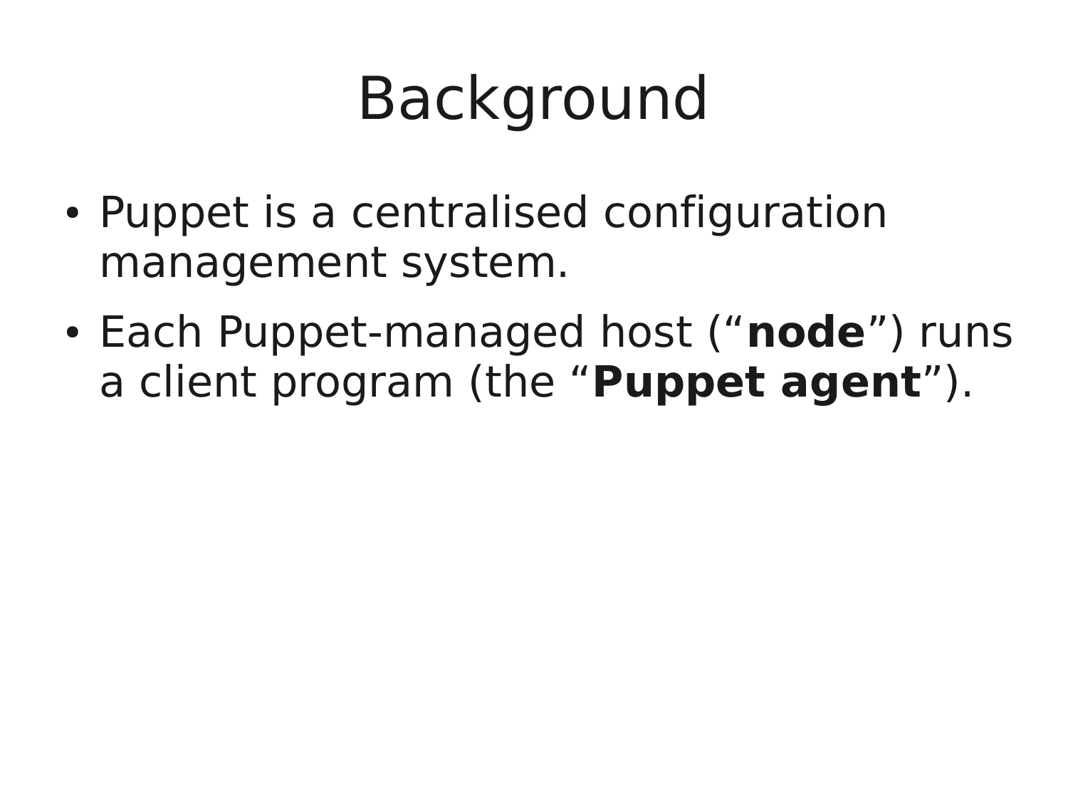# Background

- Puppet is a centralised configuration management system.
- Each Puppet-managed host (“**node**”) runs a client program (the “**Puppet agent**”).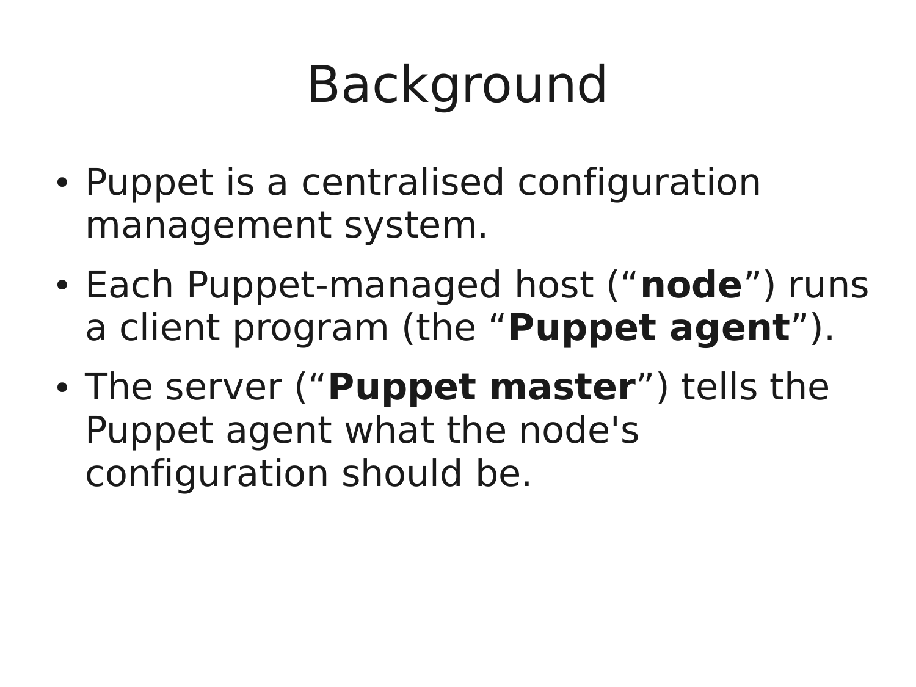# Background

- Puppet is a centralised configuration management system.
- Each Puppet-managed host (“**node**”) runs a client program (the “**Puppet agent**”).
- The server (“**Puppet master**”) tells the Puppet agent what the node's configuration should be.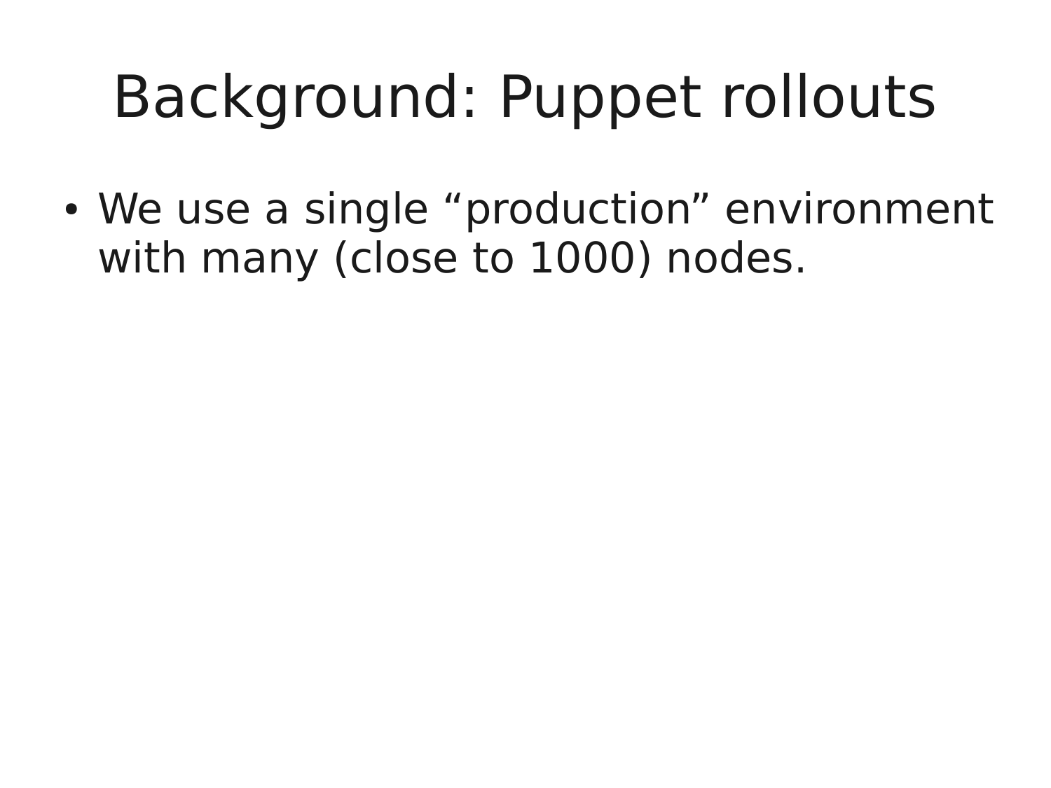# Background: Puppet rollouts

- We use a single “production” environment with many (close to 1000) nodes.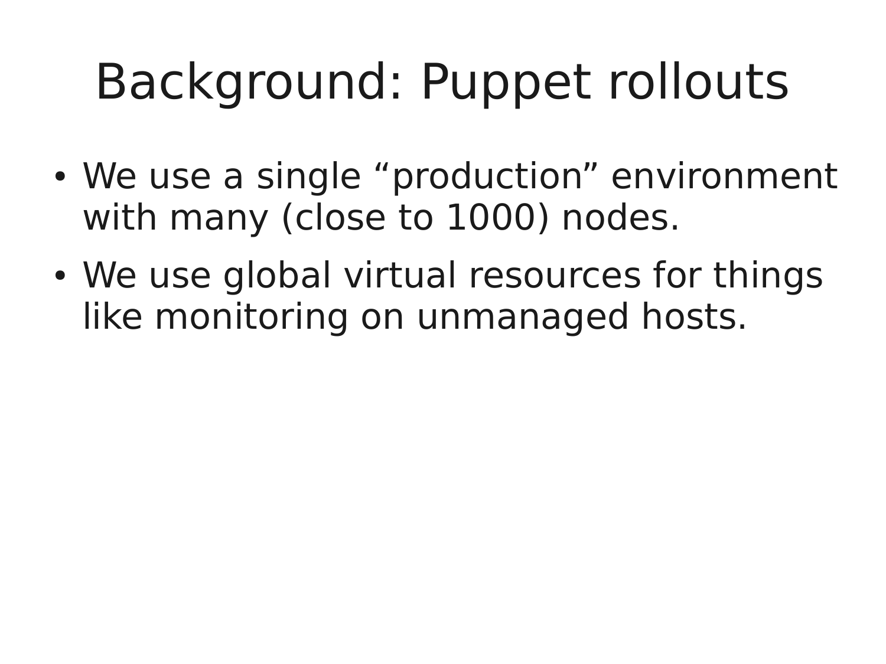# Background: Puppet rollouts

- We use a single “production” environment with many (close to 1000) nodes.
- We use global virtual resources for things like monitoring on unmanaged hosts.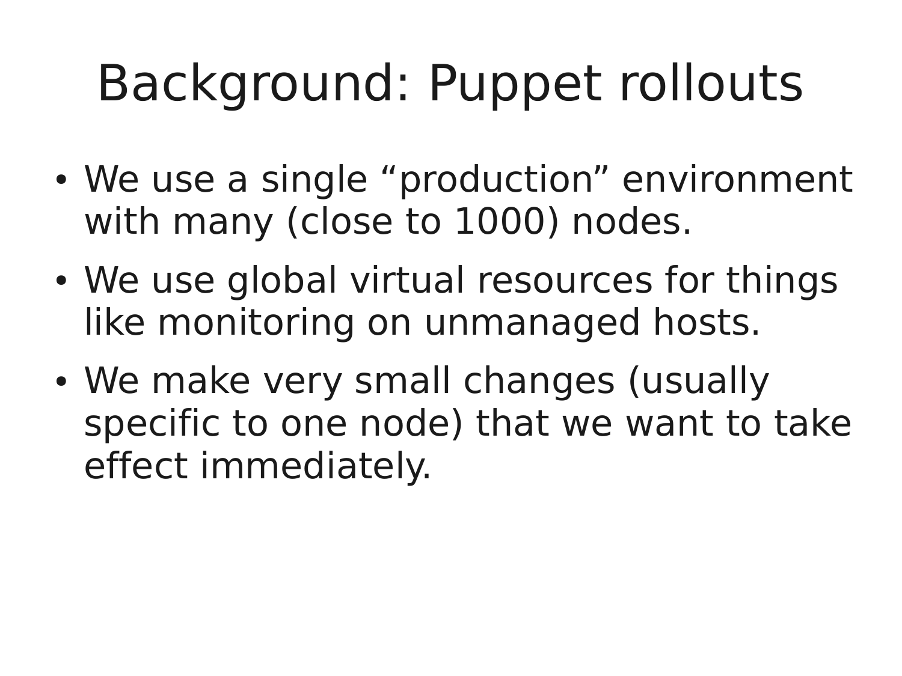# Background: Puppet rollouts

- We use a single “production” environment with many (close to 1000) nodes.
- We use global virtual resources for things like monitoring on unmanaged hosts.
- We make very small changes (usually specific to one node) that we want to take effect immediately.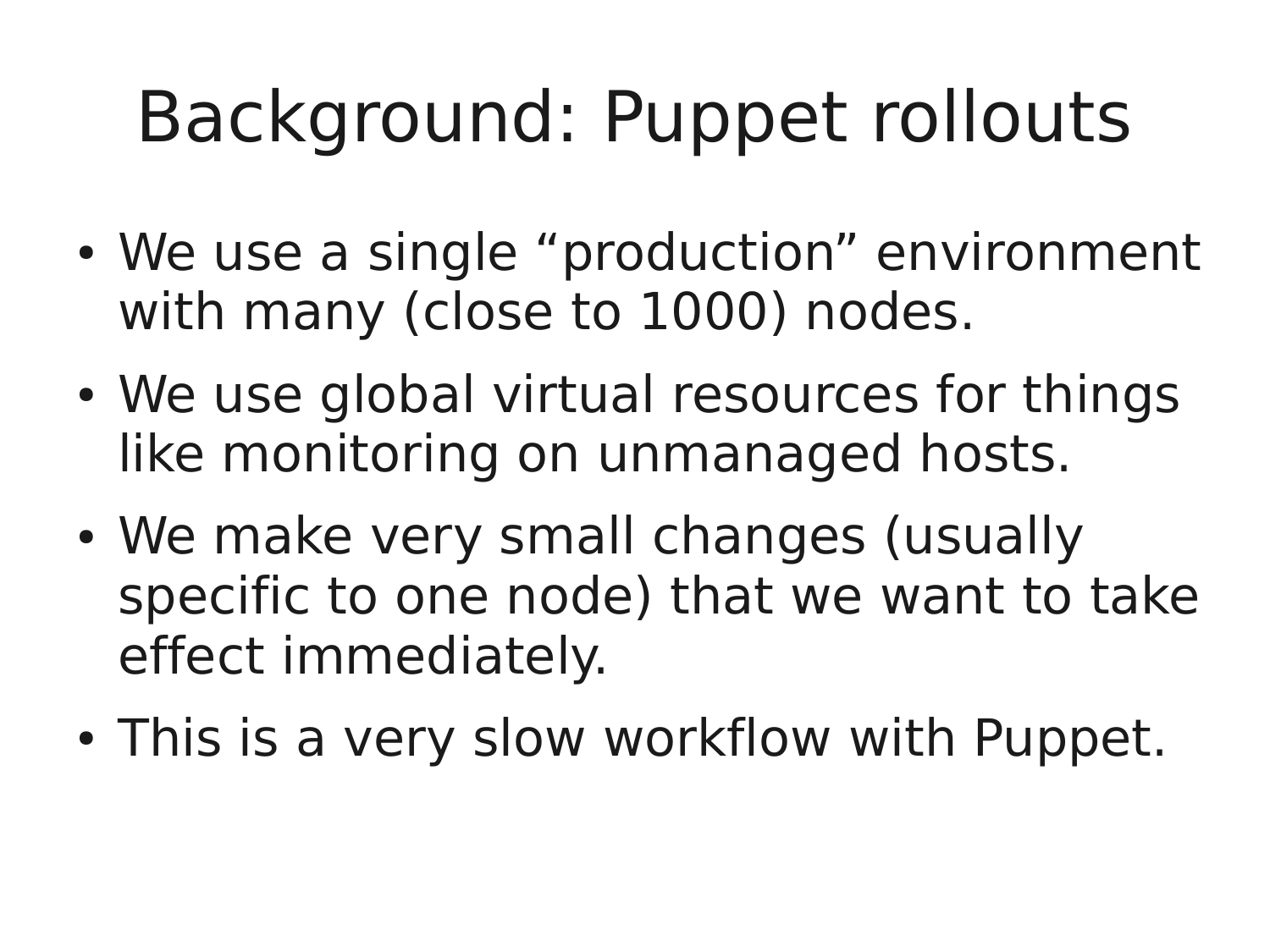# Background: Puppet rollouts

- We use a single “production” environment with many (close to 1000) nodes.
- We use global virtual resources for things like monitoring on unmanaged hosts.
- We make very small changes (usually specific to one node) that we want to take effect immediately.
- This is a very slow workflow with Puppet.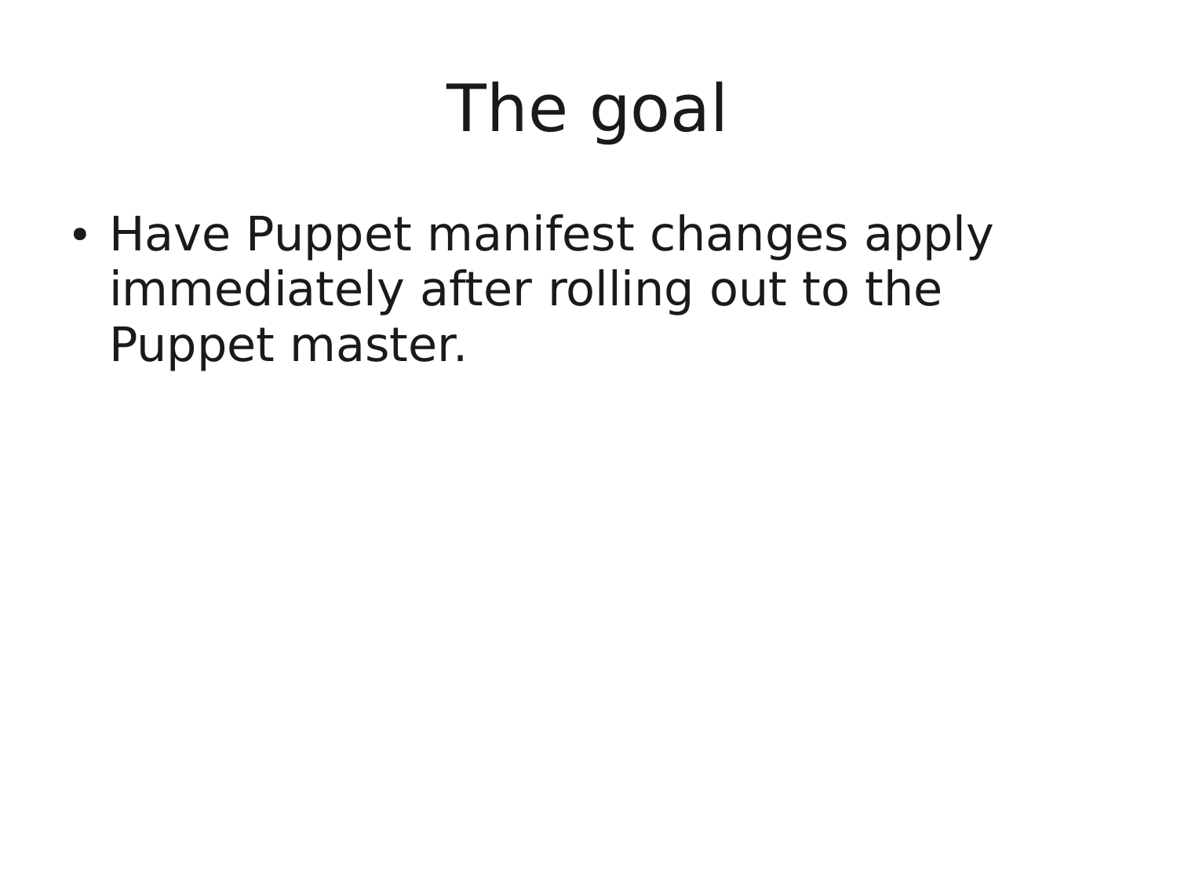# The goal

- Have Puppet manifest changes apply immediately after rolling out to the Puppet master.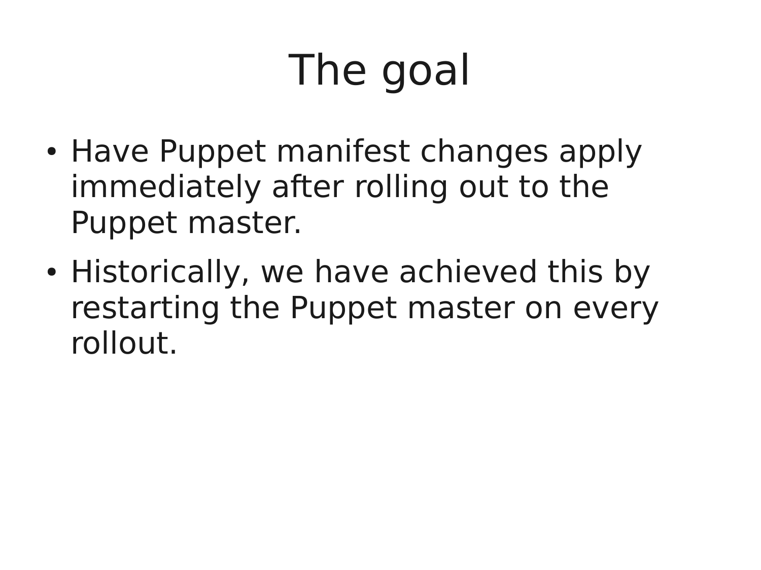# The goal

- Have Puppet manifest changes apply immediately after rolling out to the Puppet master.
- Historically, we have achieved this by restarting the Puppet master on every rollout.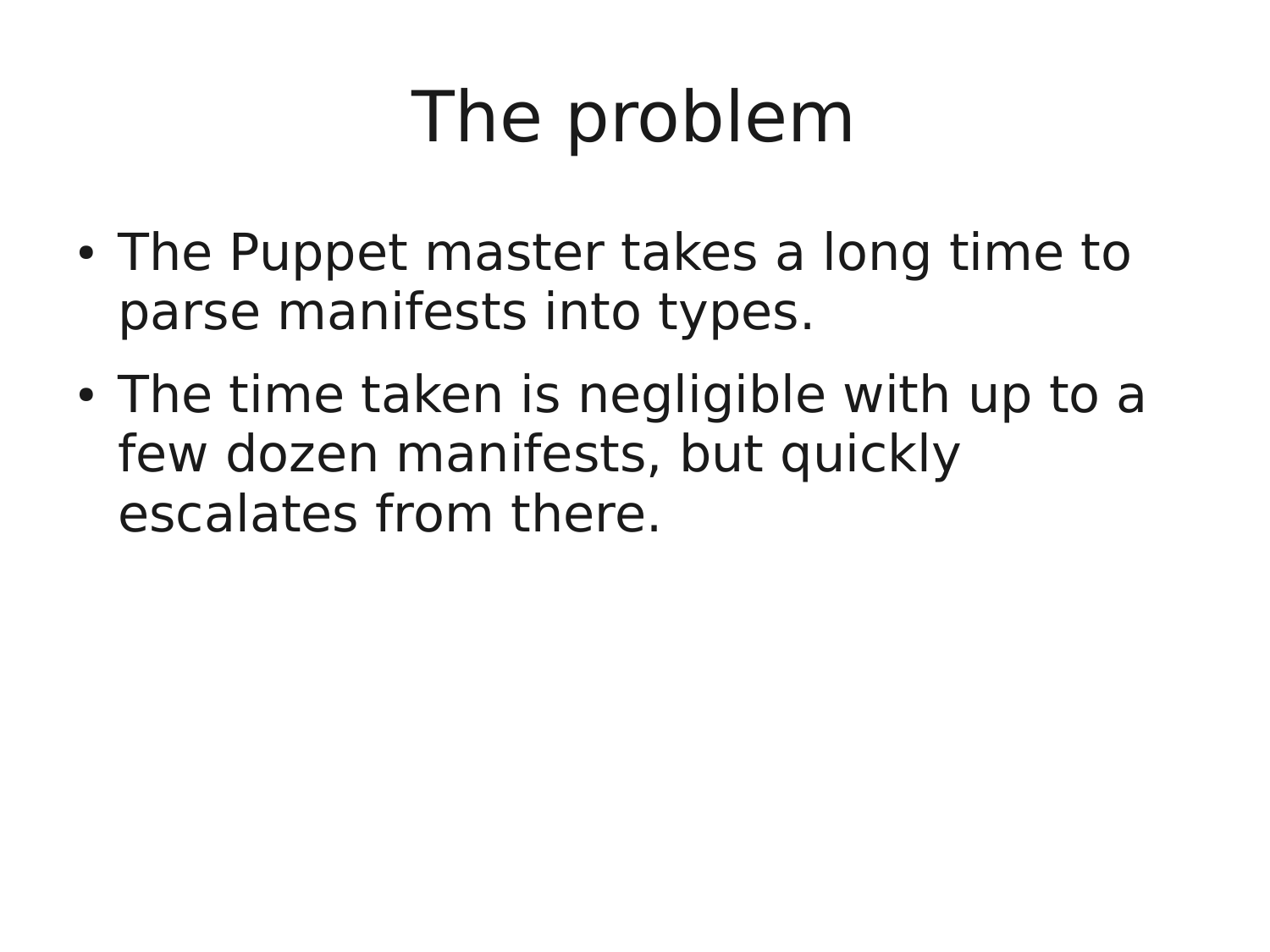# The problem

- The Puppet master takes a long time to parse manifests into types.
- The time taken is negligible with up to a few dozen manifests, but quickly escalates from there.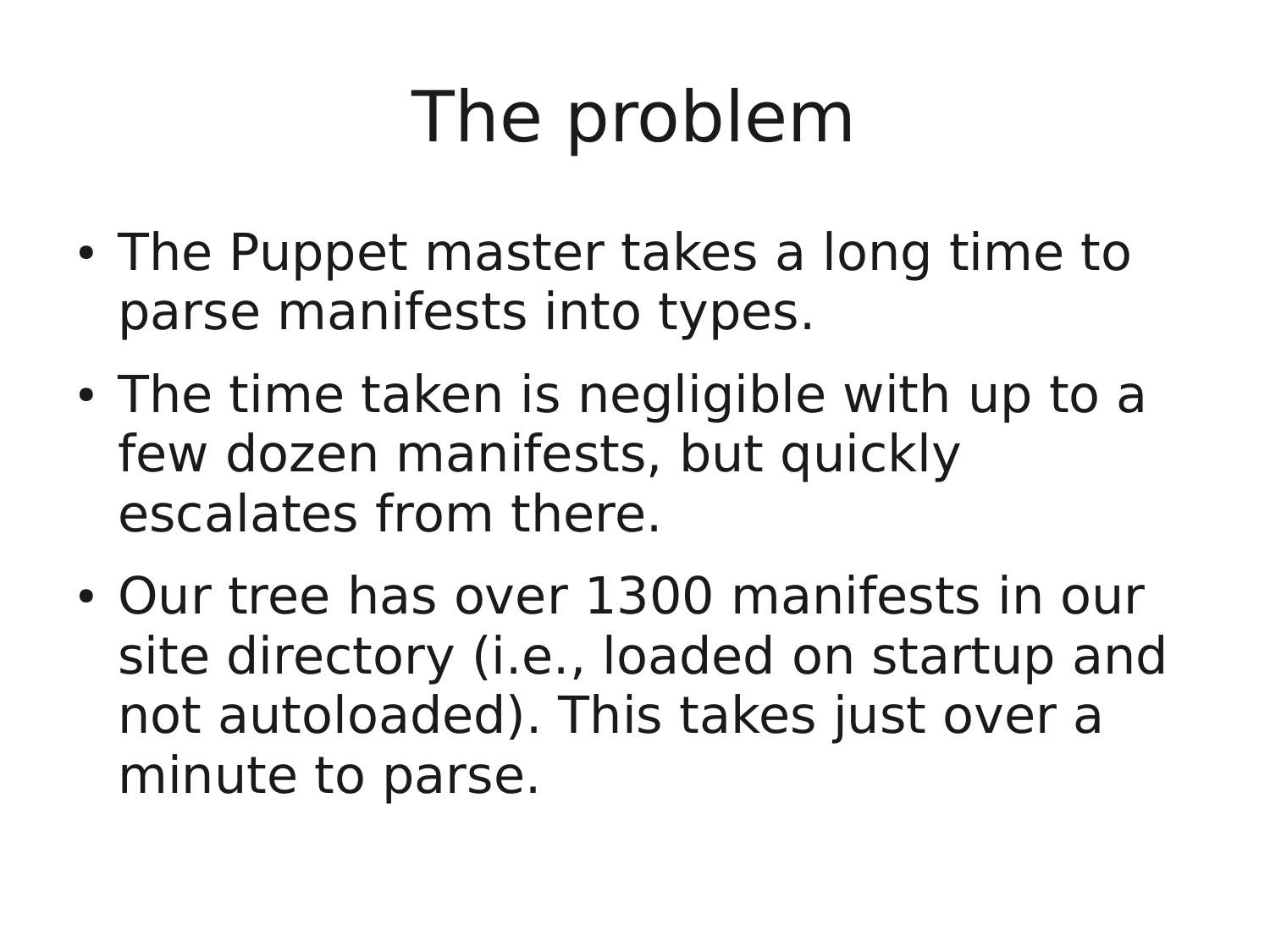# The problem

- The Puppet master takes a long time to parse manifests into types.
- The time taken is negligible with up to a few dozen manifests, but quickly escalates from there.
- Our tree has over 1300 manifests in our site directory (i.e., loaded on startup and not autoloaded). This takes just over a minute to parse.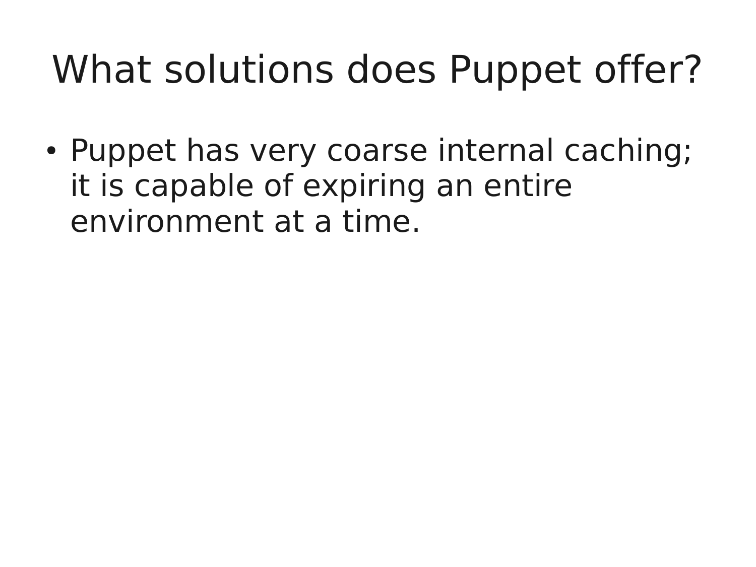# What solutions does Puppet offer?

- Puppet has very coarse internal caching; it is capable of expiring an entire environment at a time.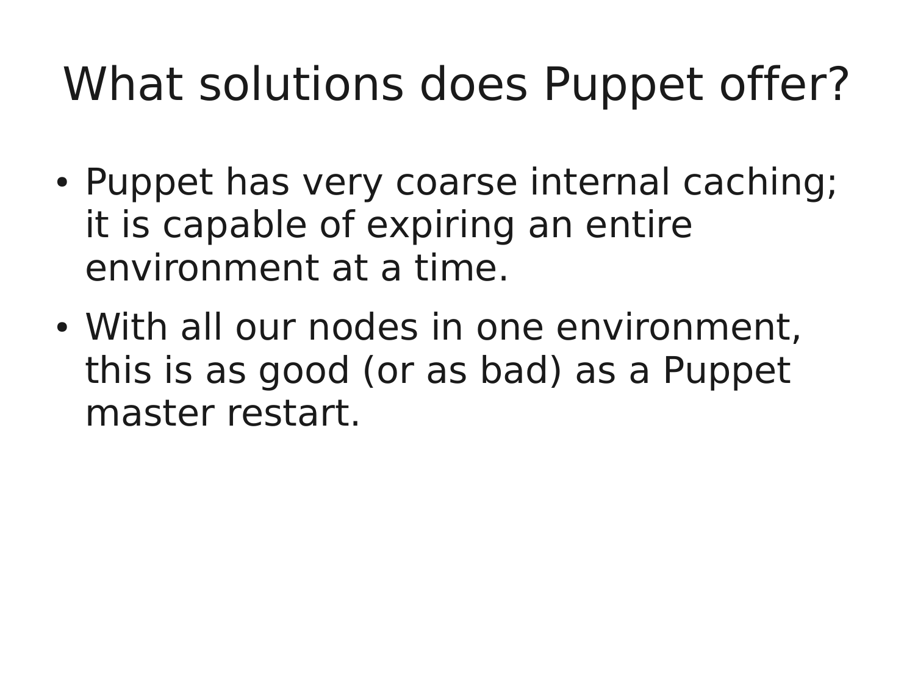# What solutions does Puppet offer?

- Puppet has very coarse internal caching; it is capable of expiring an entire environment at a time.
- With all our nodes in one environment, this is as good (or as bad) as a Puppet master restart.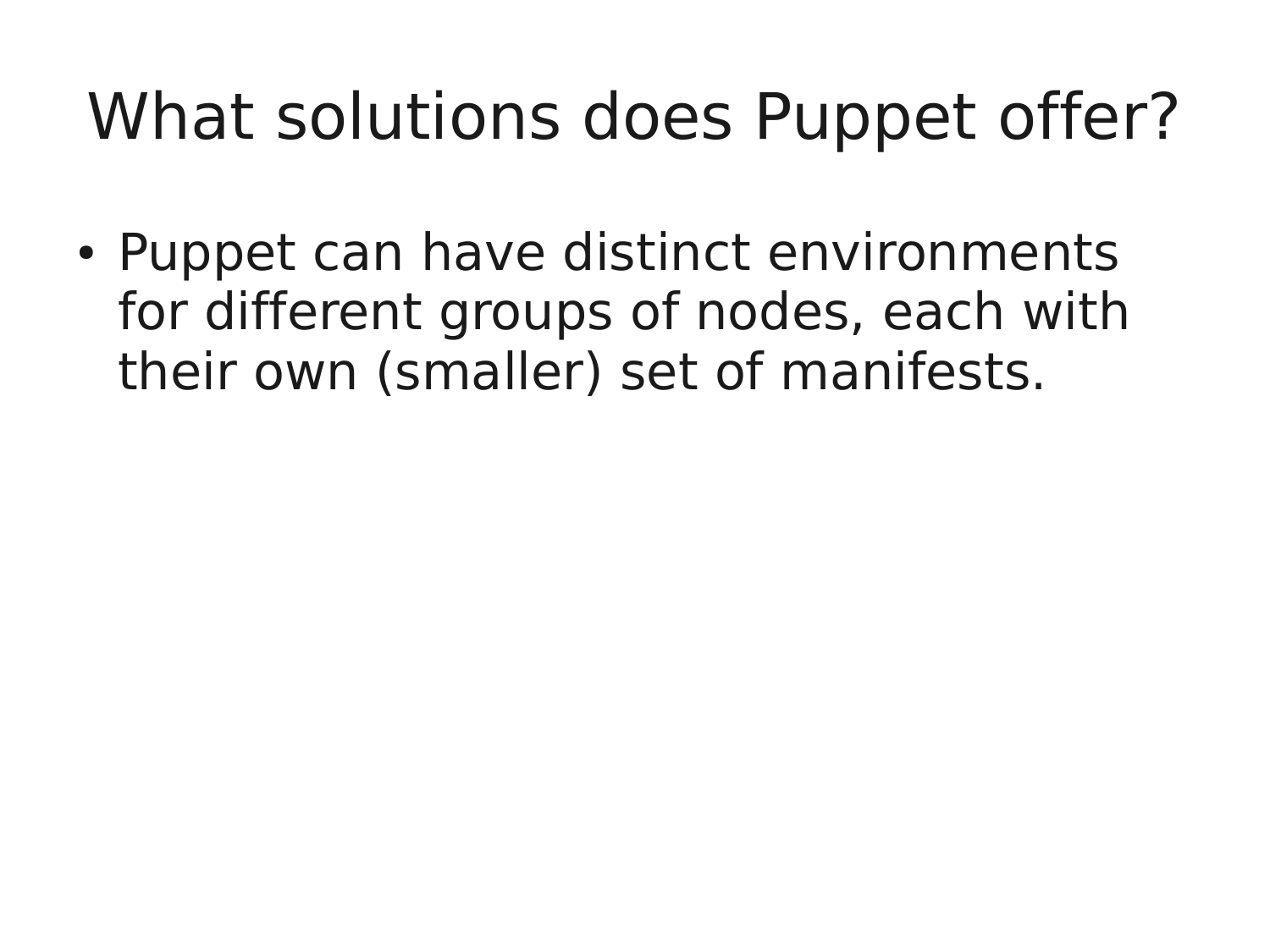# What solutions does Puppet offer?

- Puppet can have distinct environments for different groups of nodes, each with their own (smaller) set of manifests.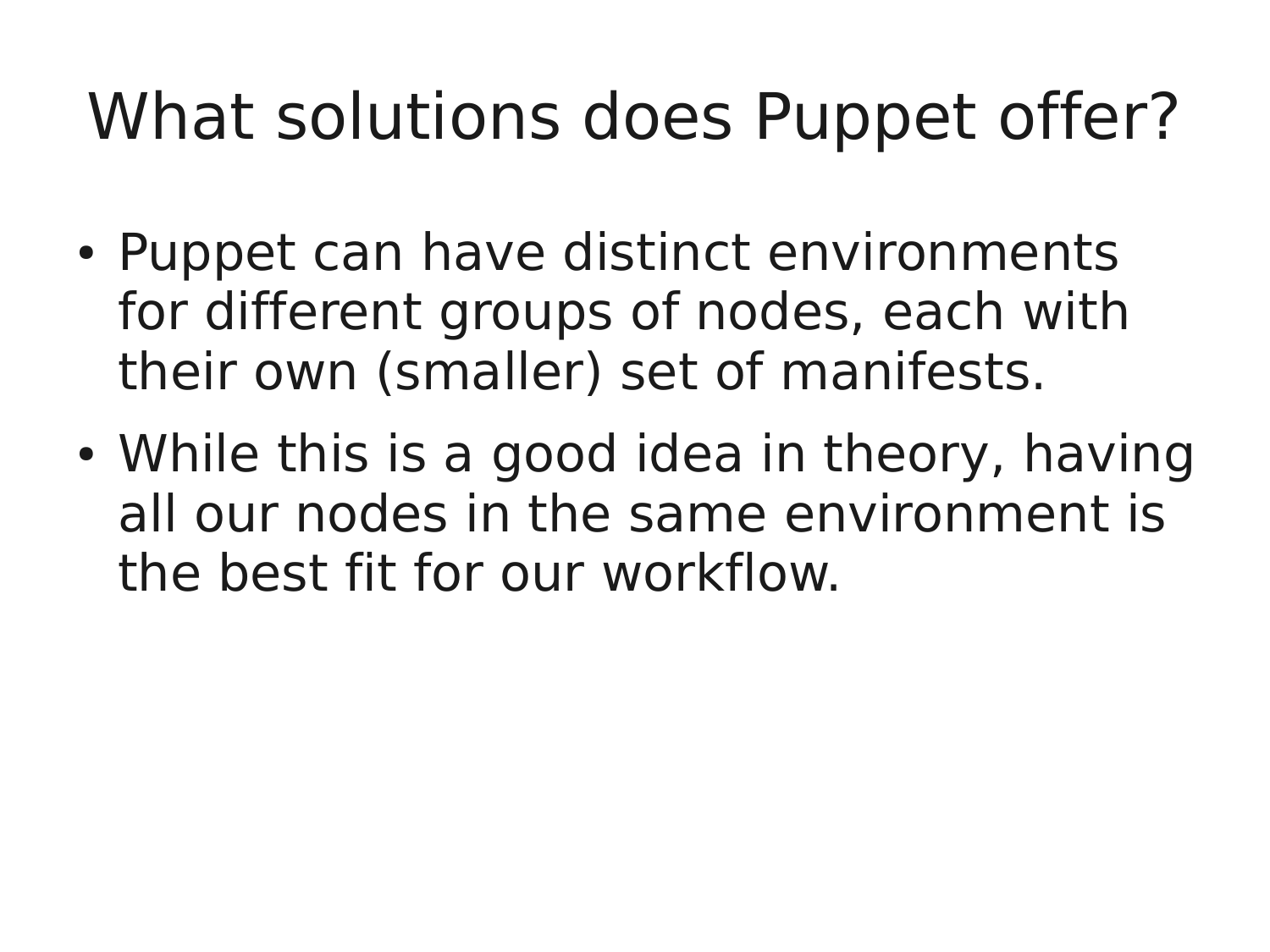# What solutions does Puppet offer?

- Puppet can have distinct environments for different groups of nodes, each with their own (smaller) set of manifests.
- While this is a good idea in theory, having all our nodes in the same environment is the best fit for our workflow.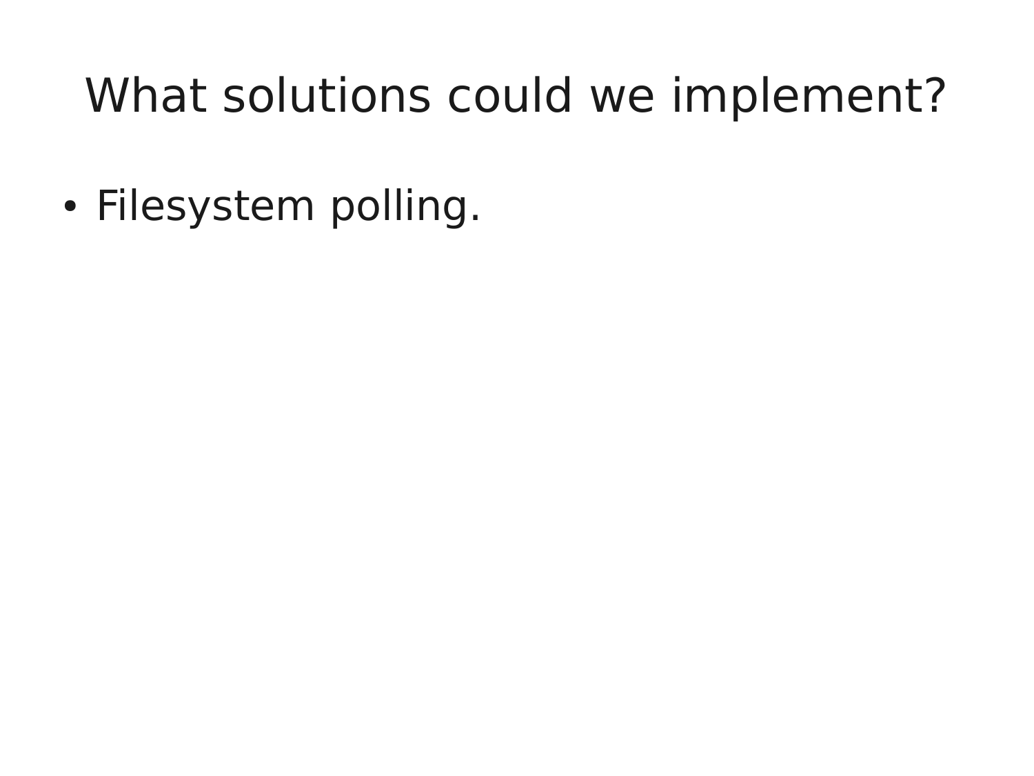# What solutions could we implement?

- Filesystem polling.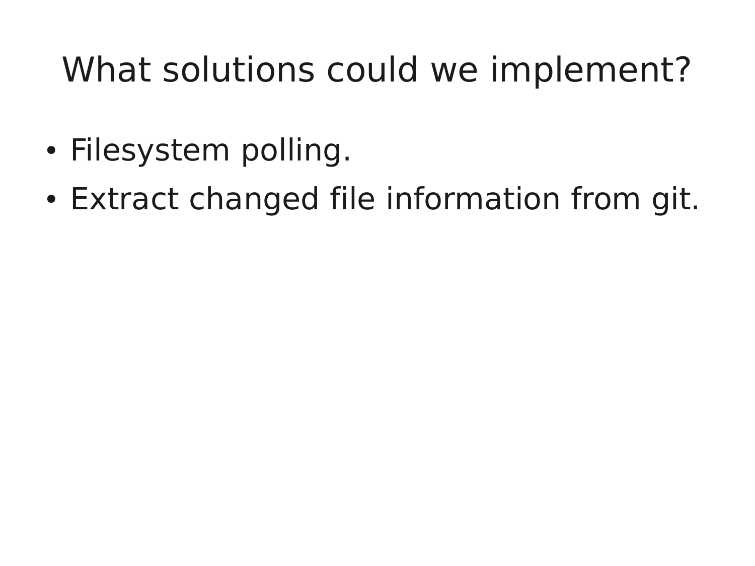# What solutions could we implement?

- Filesystem polling.
- Extract changed file information from git.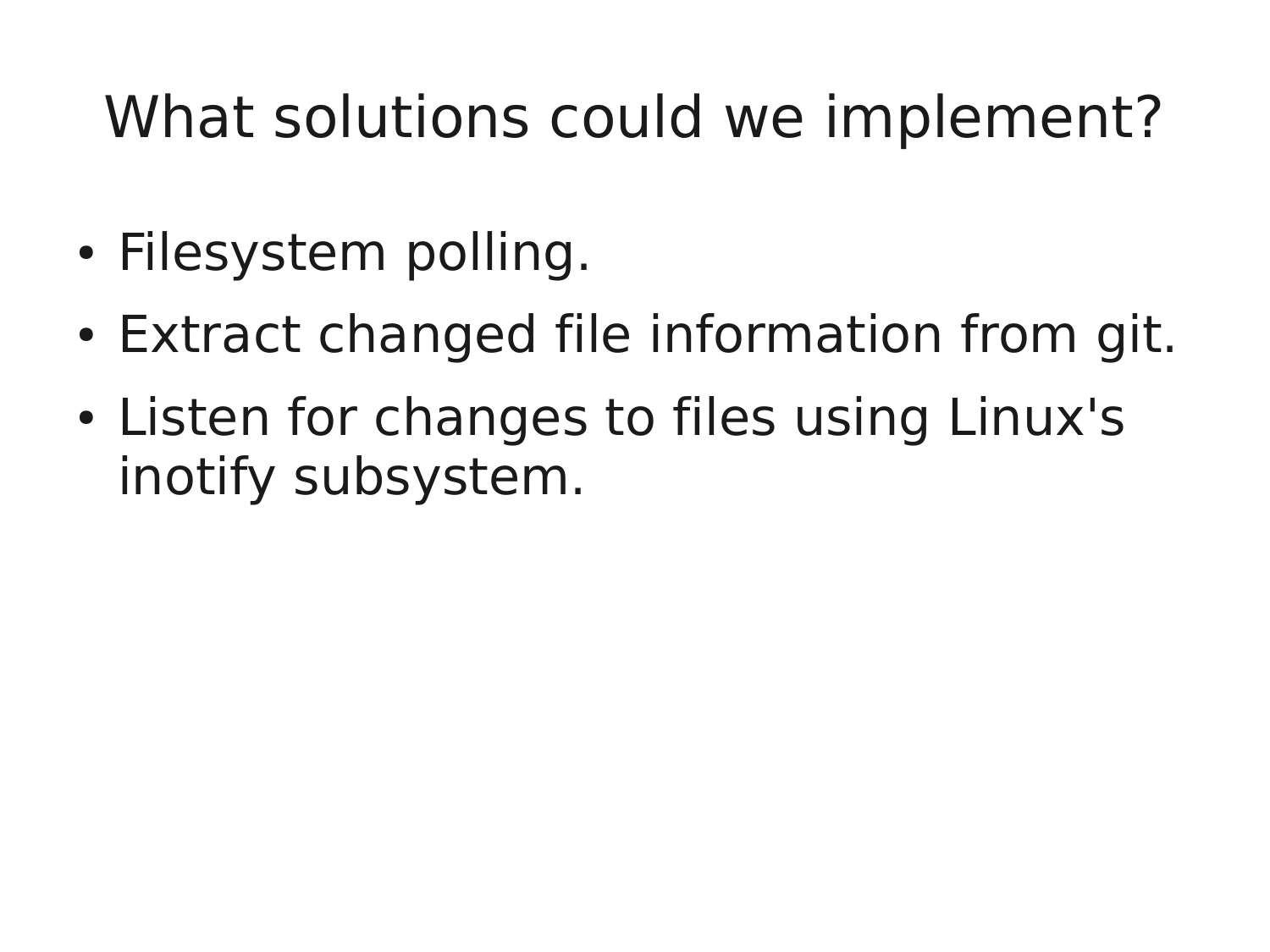# What solutions could we implement?

- Filesystem polling.
- Extract changed file information from git.
- Listen for changes to files using Linux's inotify subsystem.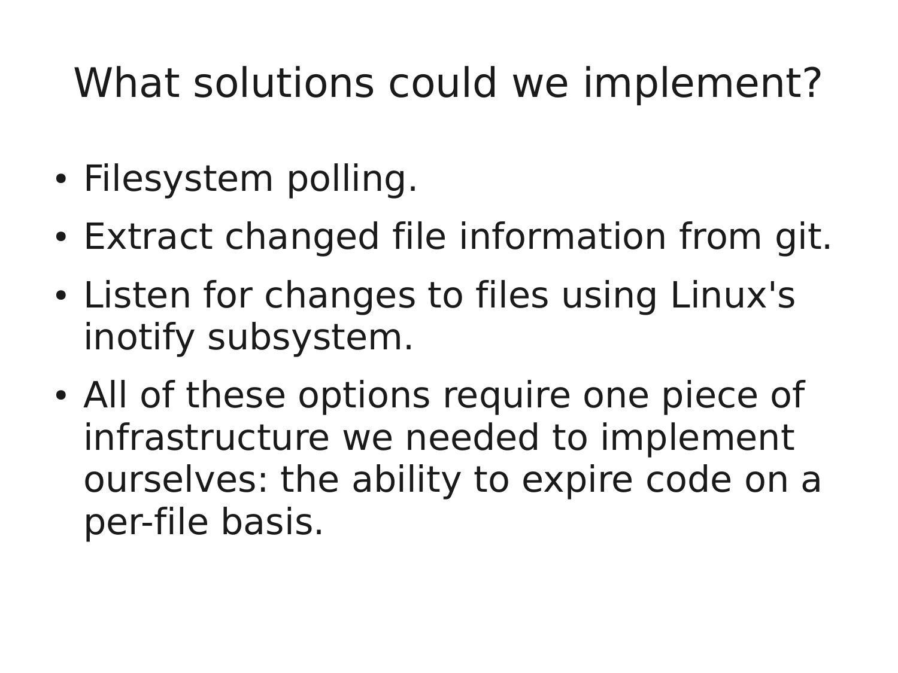# What solutions could we implement?

- Filesystem polling.
- Extract changed file information from git.
- Listen for changes to files using Linux's inotify subsystem.
- All of these options require one piece of infrastructure we needed to implement ourselves: the ability to expire code on a per-file basis.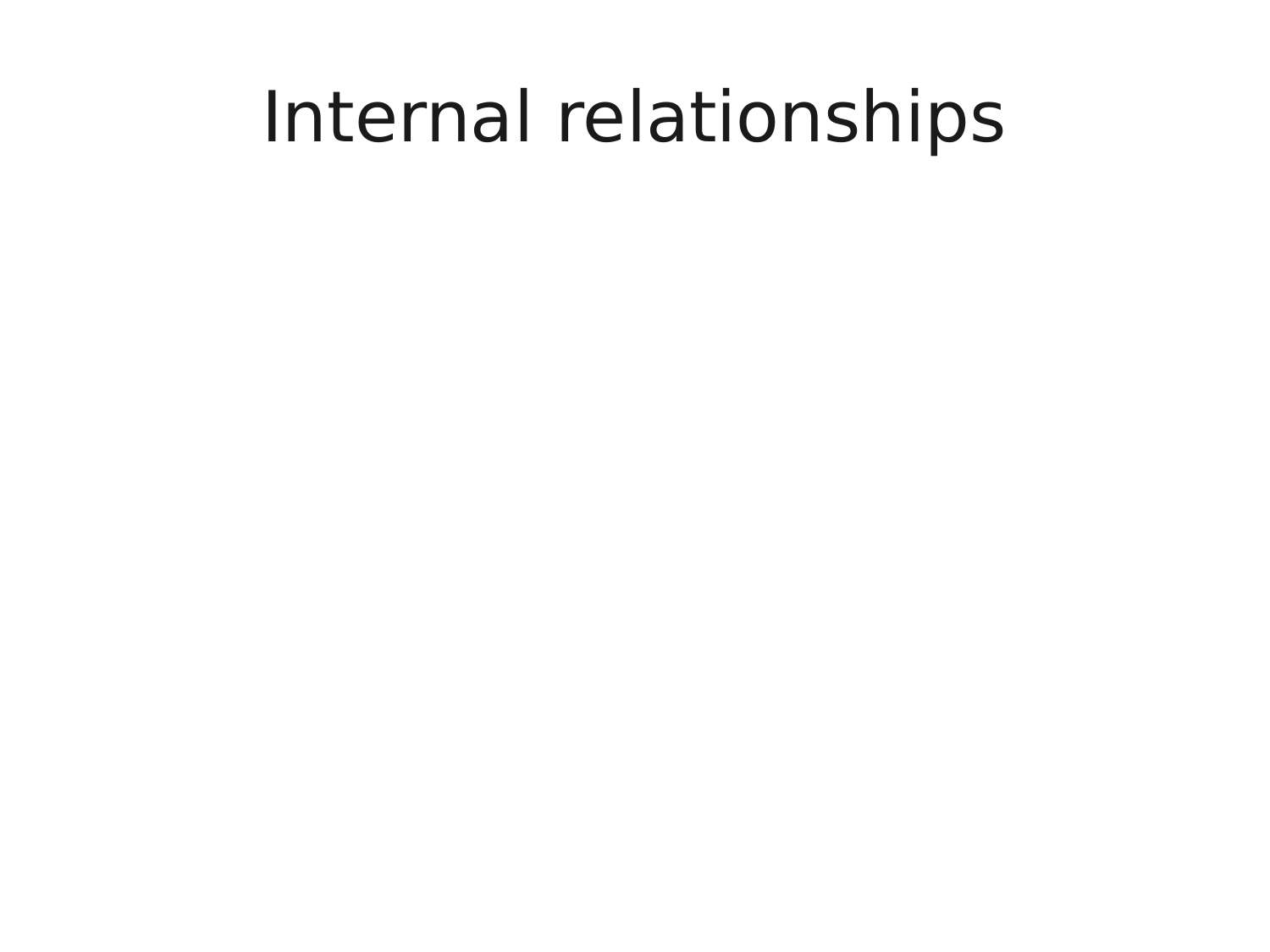# Internal relationships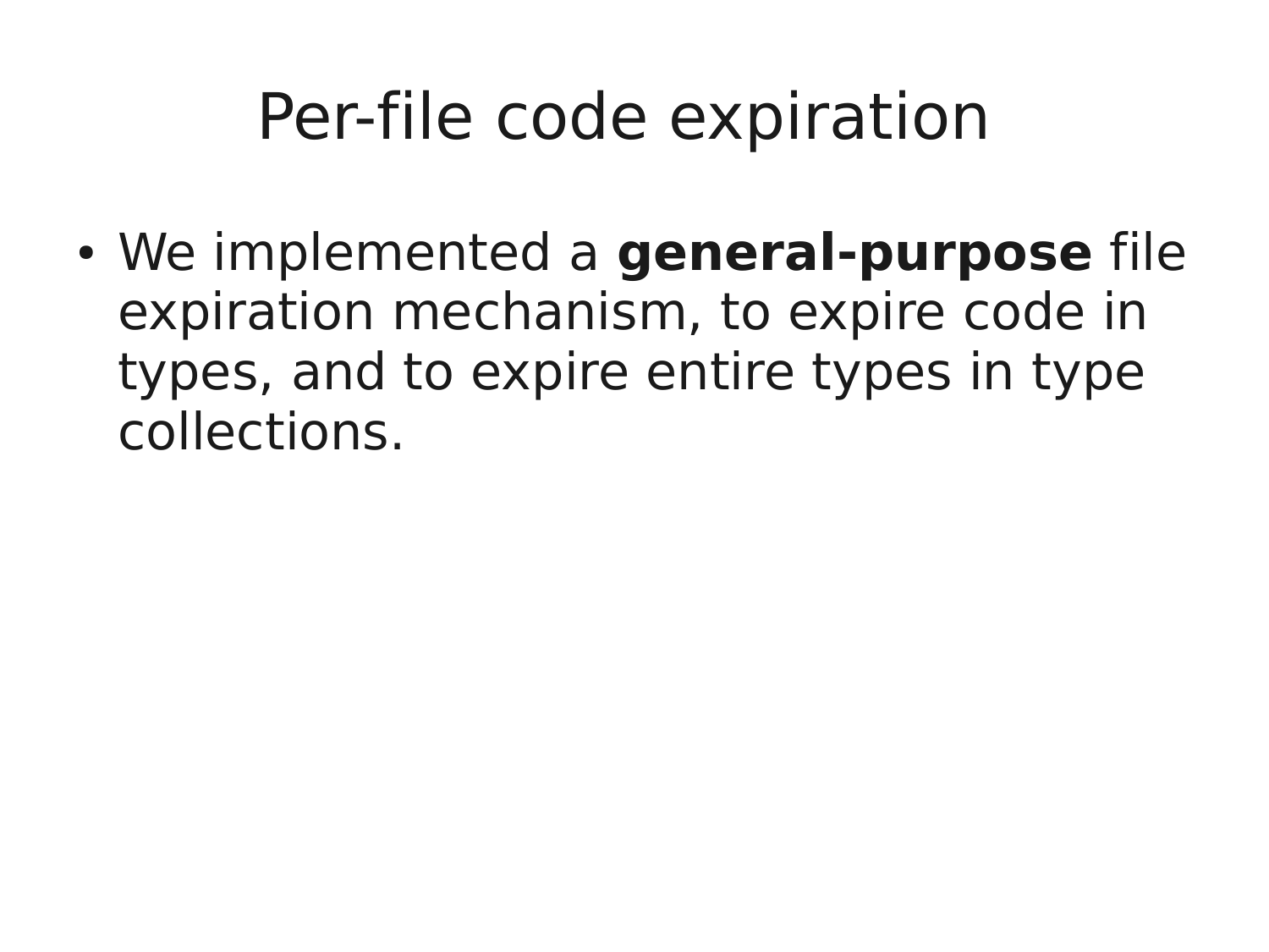# Per-file code expiration

- We implemented a **general-purpose** file expiration mechanism, to expire code in types, and to expire entire types in type collections.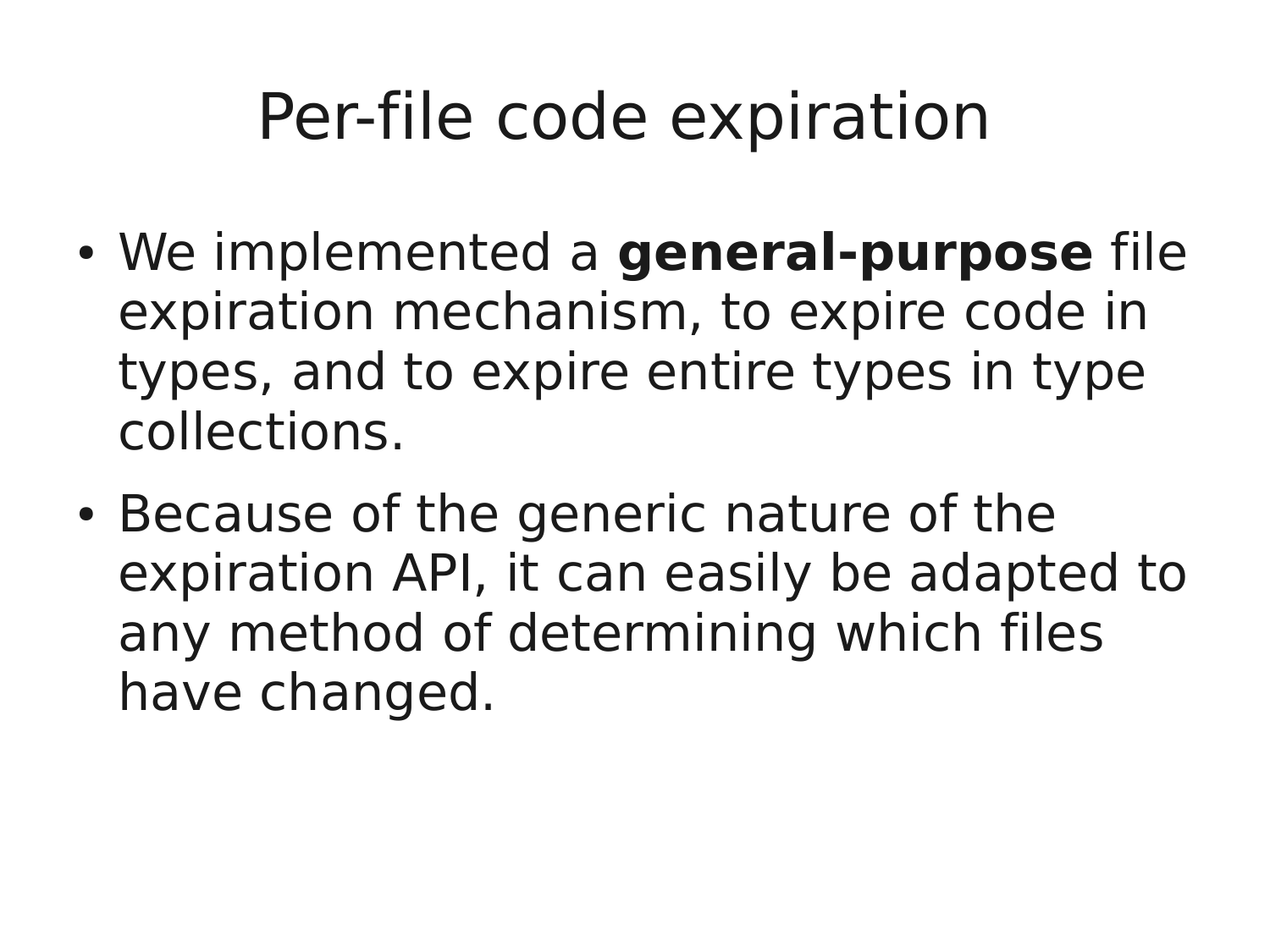# Per-file code expiration

- We implemented a **general-purpose** file expiration mechanism, to expire code in types, and to expire entire types in type collections.
- Because of the generic nature of the expiration API, it can easily be adapted to any method of determining which files have changed.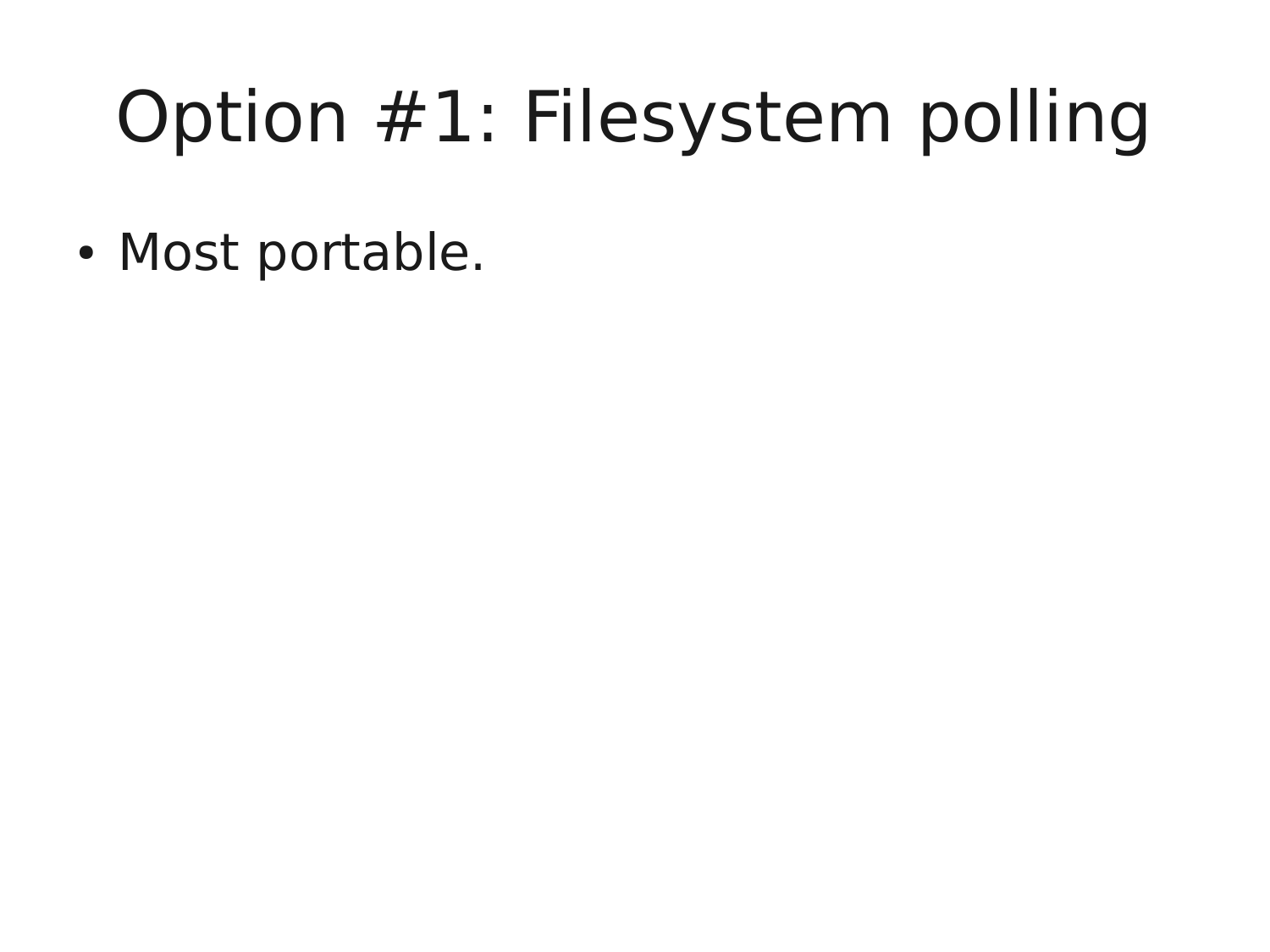# Option #1: Filesystem polling

- Most portable.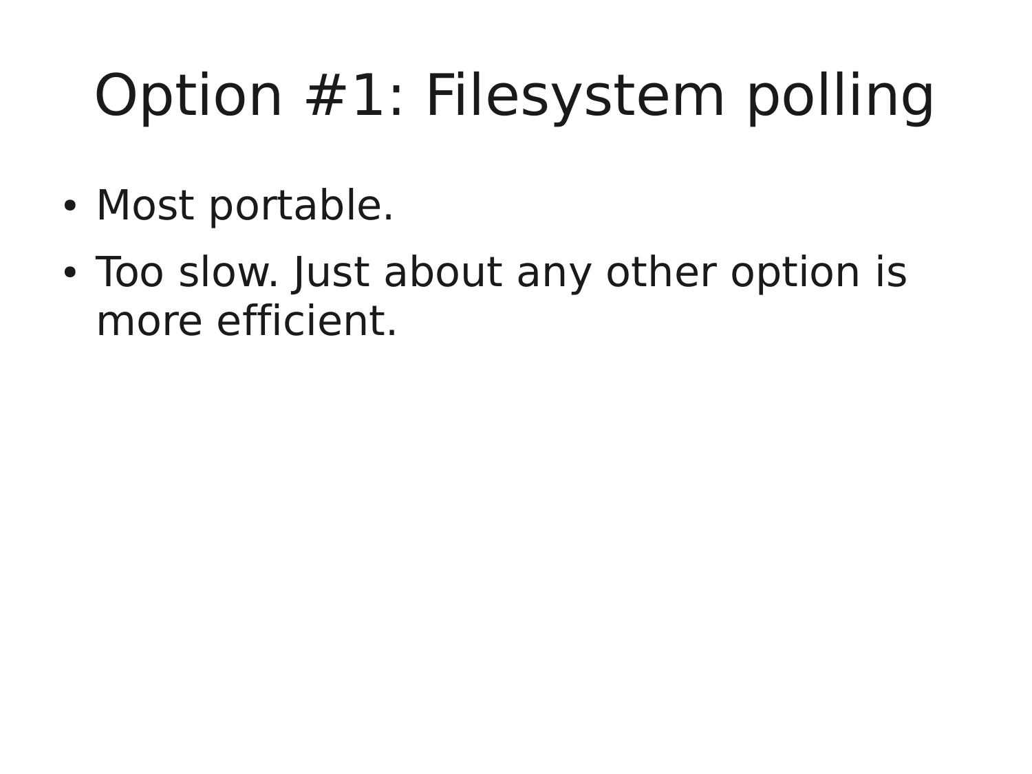# Option #1: Filesystem polling

- Most portable.
- Too slow. Just about any other option is more efficient.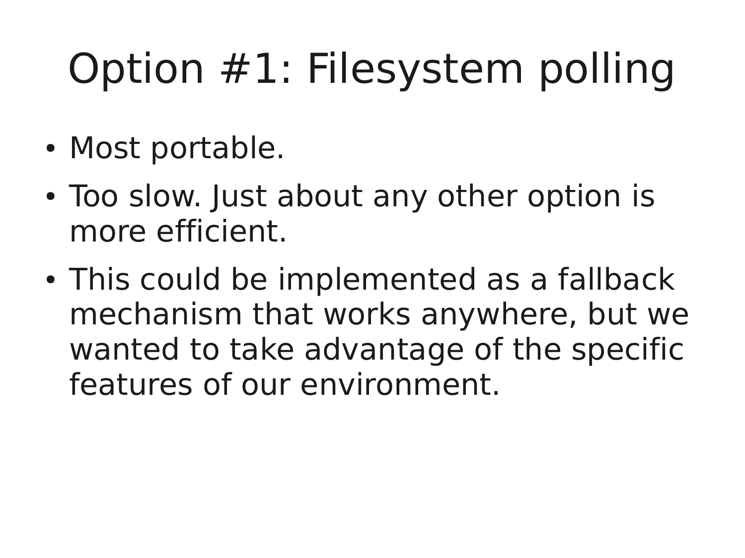# Option #1: Filesystem polling

- Most portable.
- Too slow. Just about any other option is more efficient.
- This could be implemented as a fallback mechanism that works anywhere, but we wanted to take advantage of the specific features of our environment.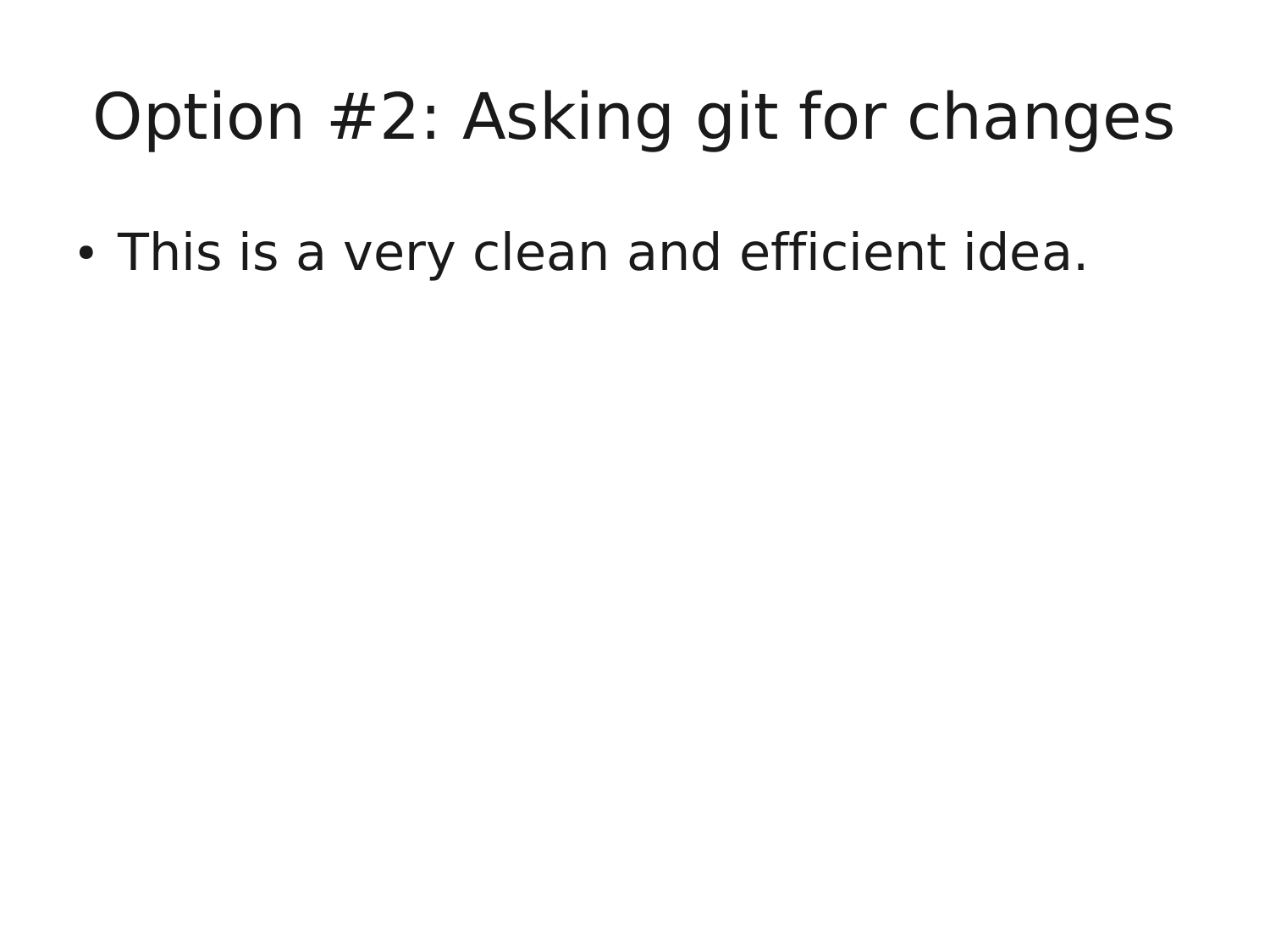# Option #2: Asking git for changes

- This is a very clean and efficient idea.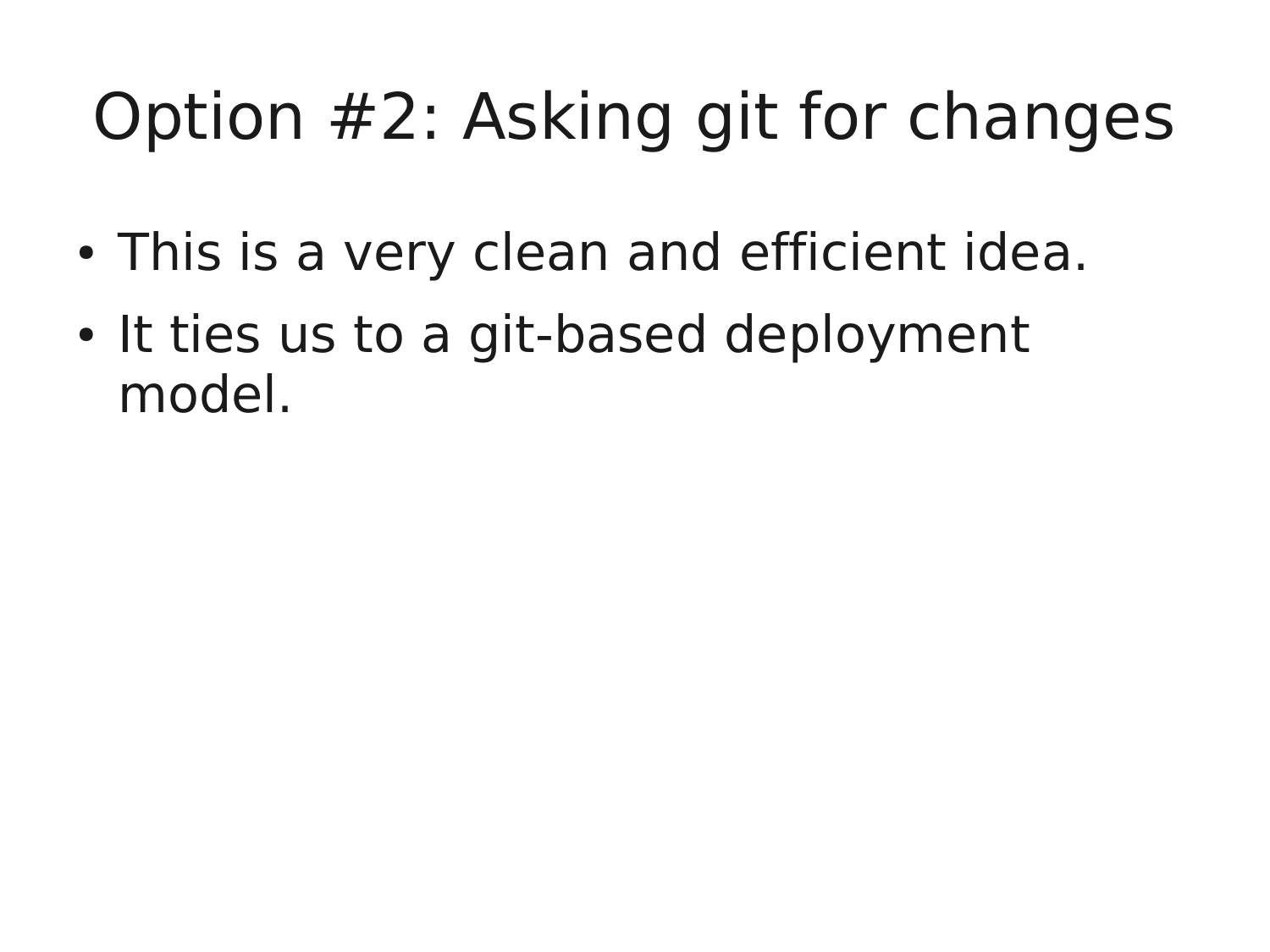# Option #2: Asking git for changes

- This is a very clean and efficient idea.
- It ties us to a git-based deployment model.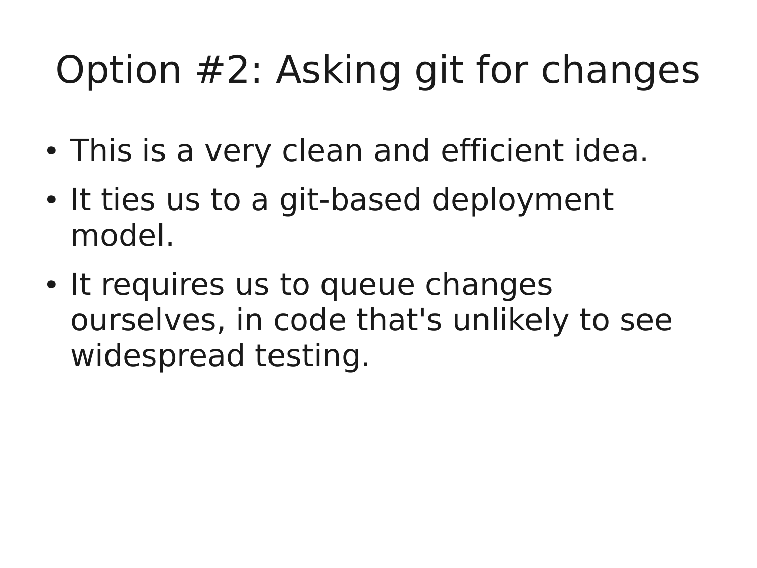# Option #2: Asking git for changes

- This is a very clean and efficient idea.
- It ties us to a git-based deployment model.
- It requires us to queue changes ourselves, in code that's unlikely to see widespread testing.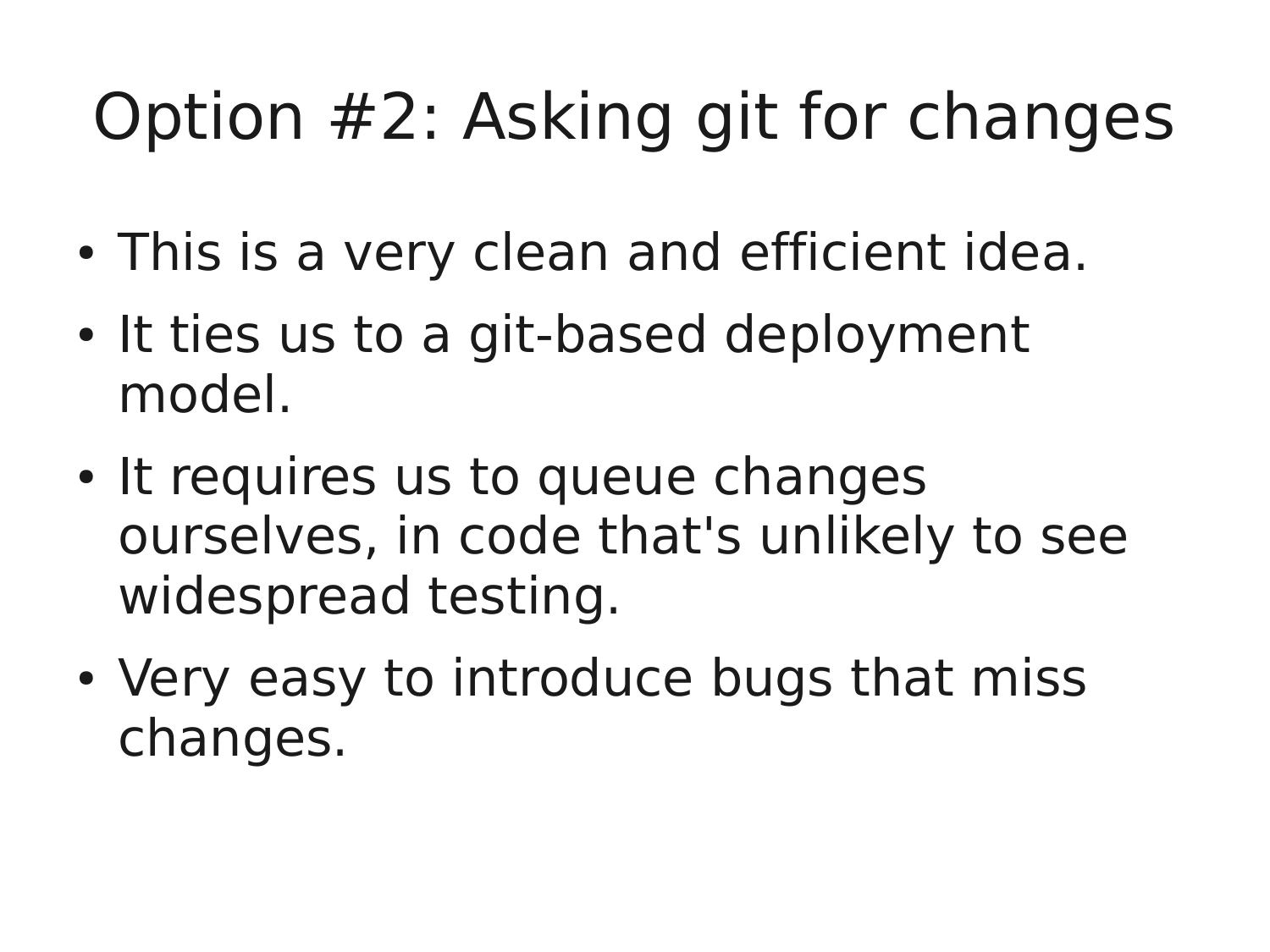# Option #2: Asking git for changes

- This is a very clean and efficient idea.
- It ties us to a git-based deployment model.
- It requires us to queue changes ourselves, in code that's unlikely to see widespread testing.
- Very easy to introduce bugs that miss changes.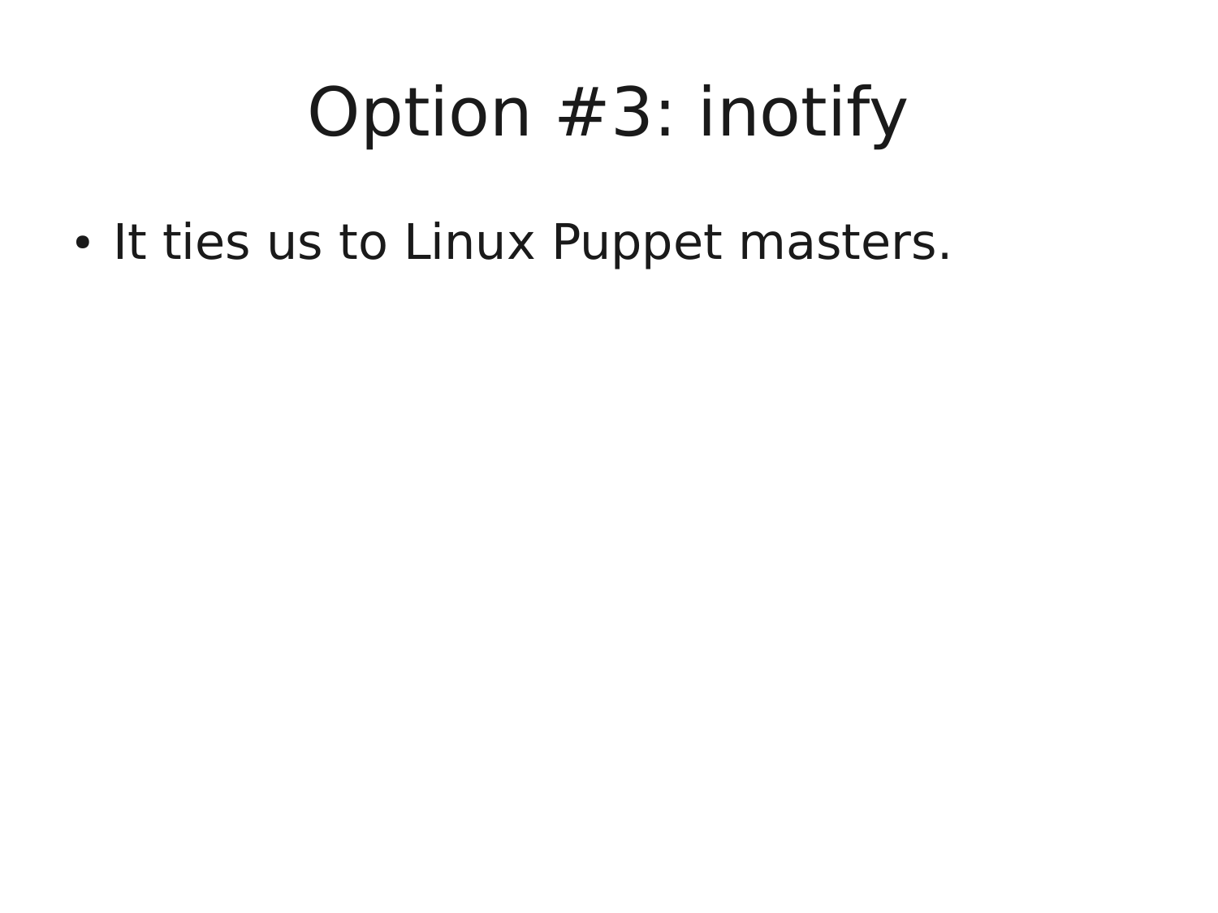# Option #3: inotify

- It ties us to Linux Puppet masters.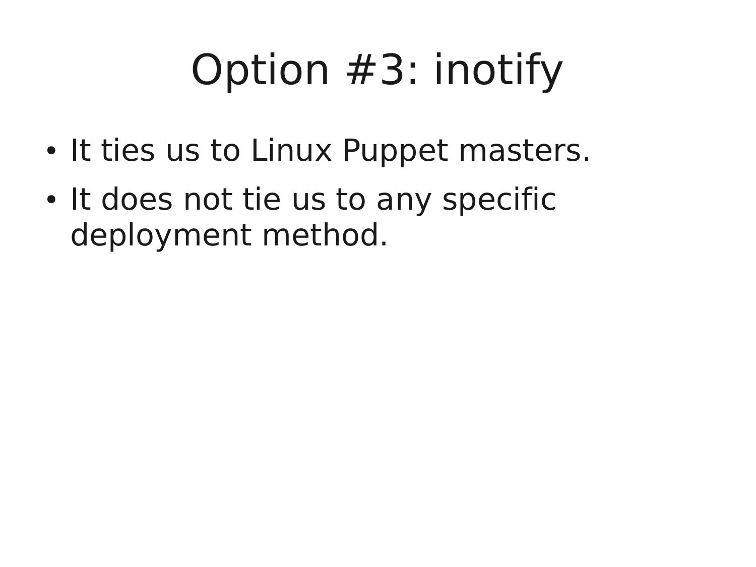# Option #3: inotify

- It ties us to Linux Puppet masters.
- It does not tie us to any specific deployment method.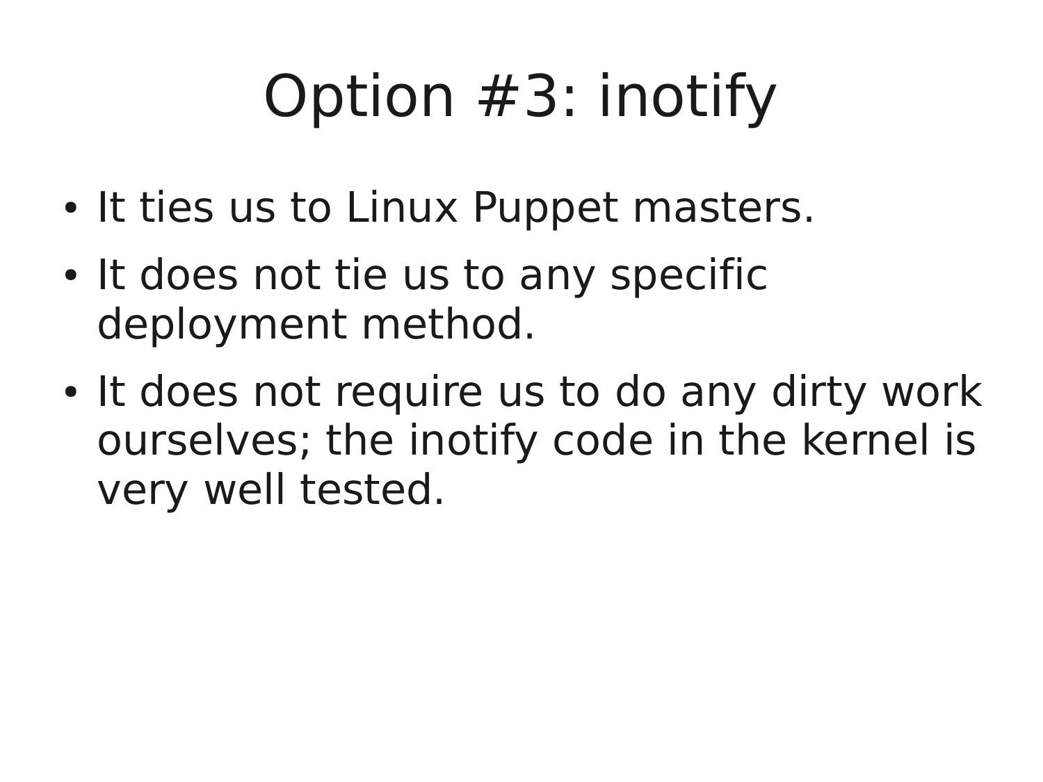# Option #3: inotify

- It ties us to Linux Puppet masters.
- It does not tie us to any specific deployment method.
- It does not require us to do any dirty work ourselves; the inotify code in the kernel is very well tested.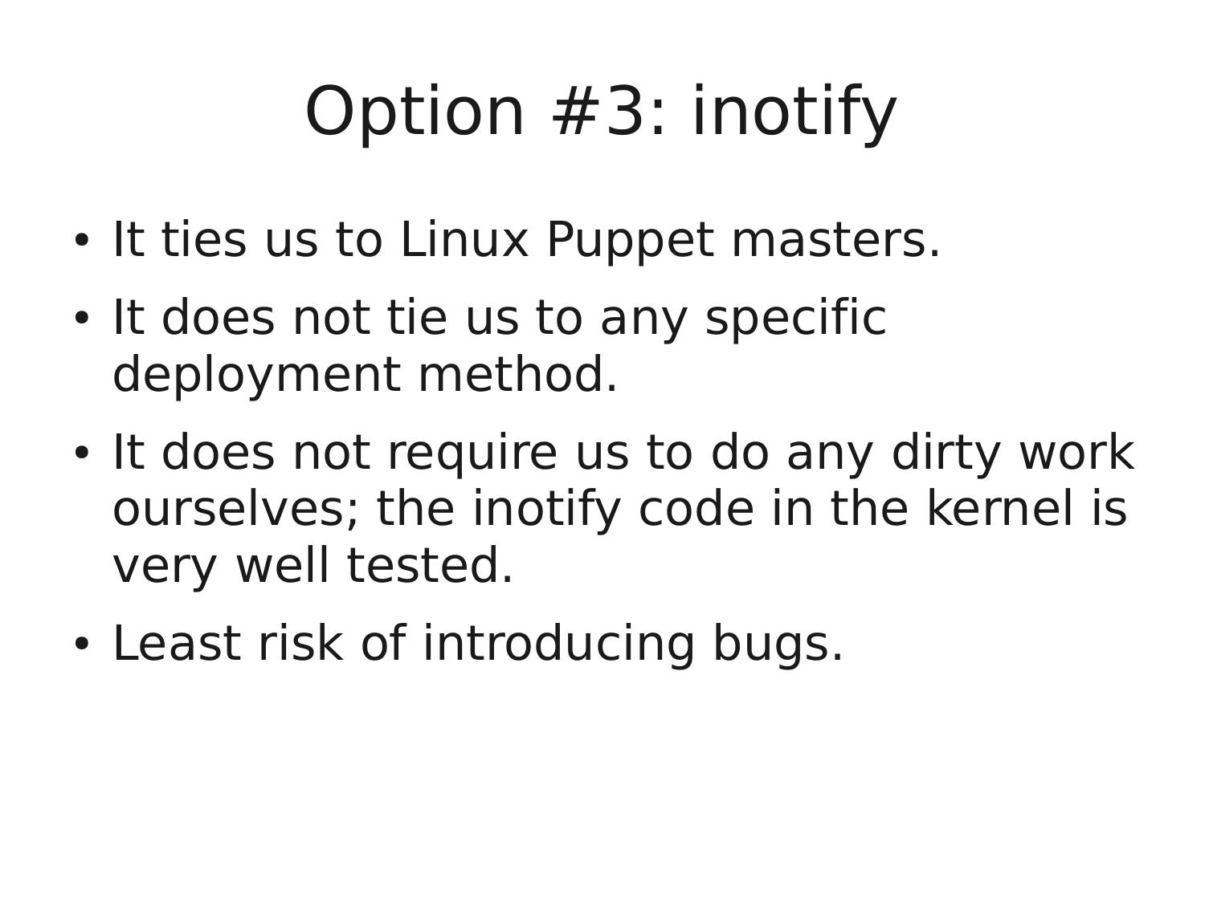# Option #3: inotify

- It ties us to Linux Puppet masters.
- It does not tie us to any specific deployment method.
- It does not require us to do any dirty work ourselves; the inotify code in the kernel is very well tested.
- Least risk of introducing bugs.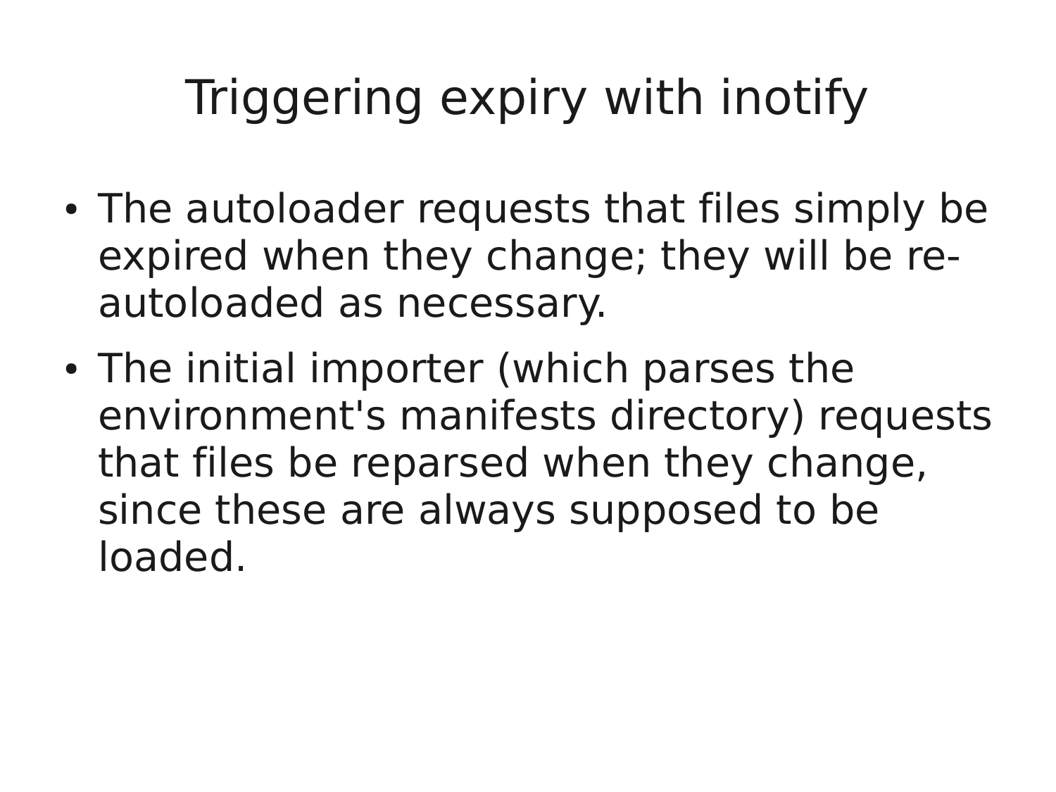# Triggering expiry with inotify

- The autoloader requests that files simply be expired when they change; they will be re-autoloaded as necessary.
- The initial importer (which parses the environment's manifests directory) requests that files be reparsed when they change, since these are always supposed to be loaded.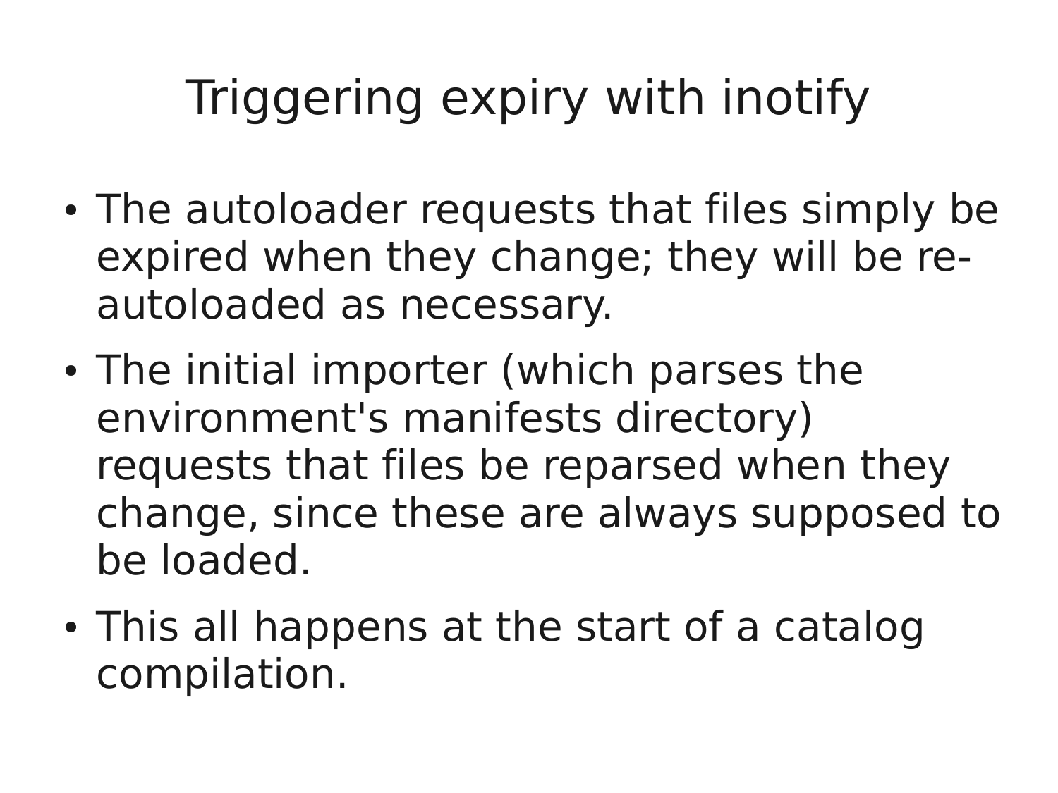# Triggering expiry with inotify

- The autoloader requests that files simply be expired when they change; they will be re-autoloaded as necessary.
- The initial importer (which parses the environment's manifests directory) requests that files be reparsed when they change, since these are always supposed to be loaded.
- This all happens at the start of a catalog compilation.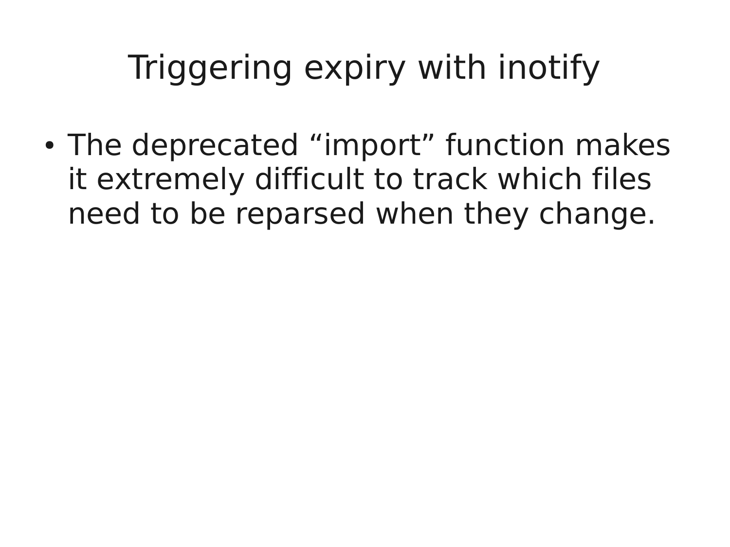# Triggering expiry with inotify

- The deprecated “import” function makes it extremely difficult to track which files need to be reparsed when they change.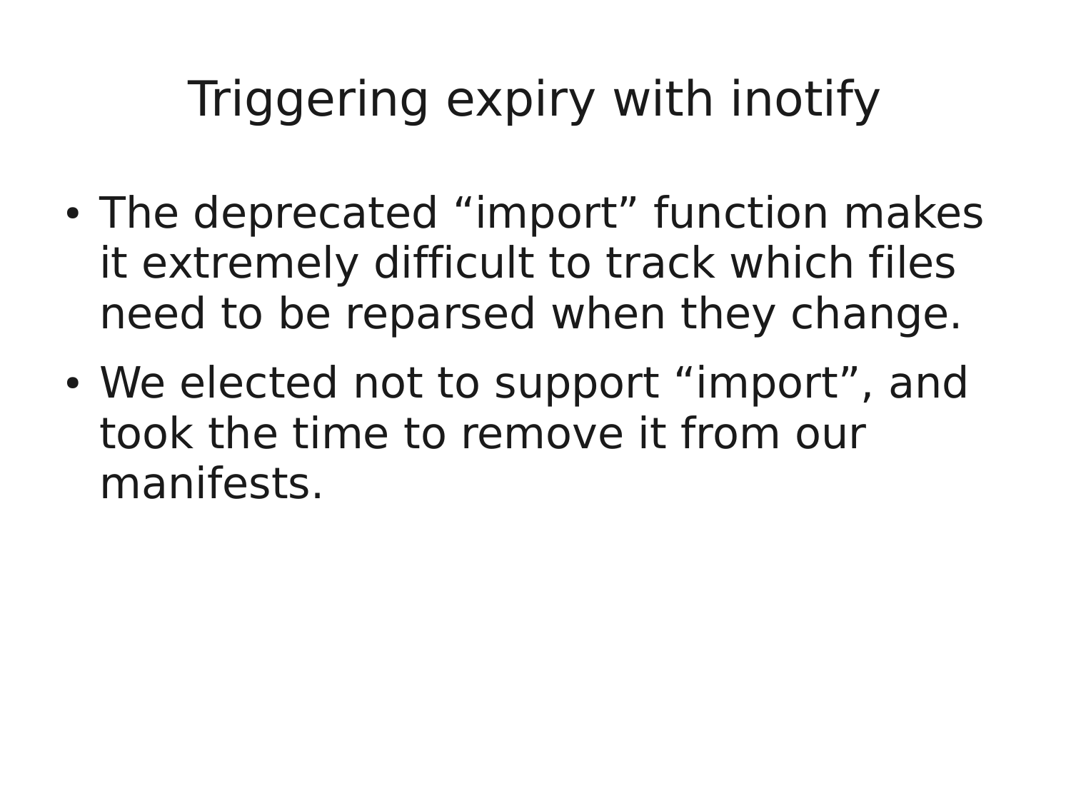# Triggering expiry with inotify

- The deprecated “import” function makes it extremely difficult to track which files need to be reparsed when they change.
- We elected not to support “import”, and took the time to remove it from our manifests.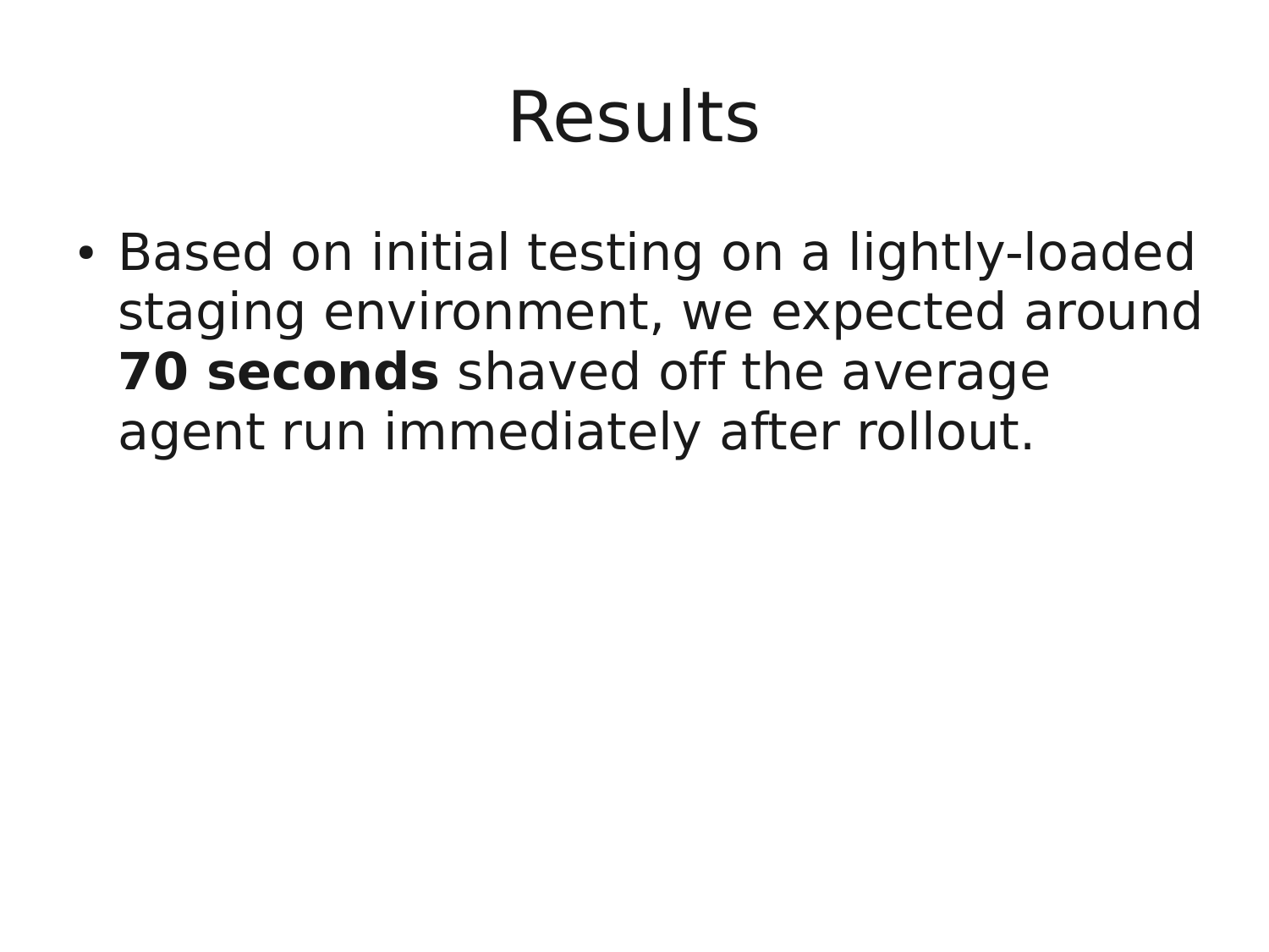# Results

- Based on initial testing on a lightly-loaded staging environment, we expected around **70 seconds** shaved off the average agent run immediately after rollout.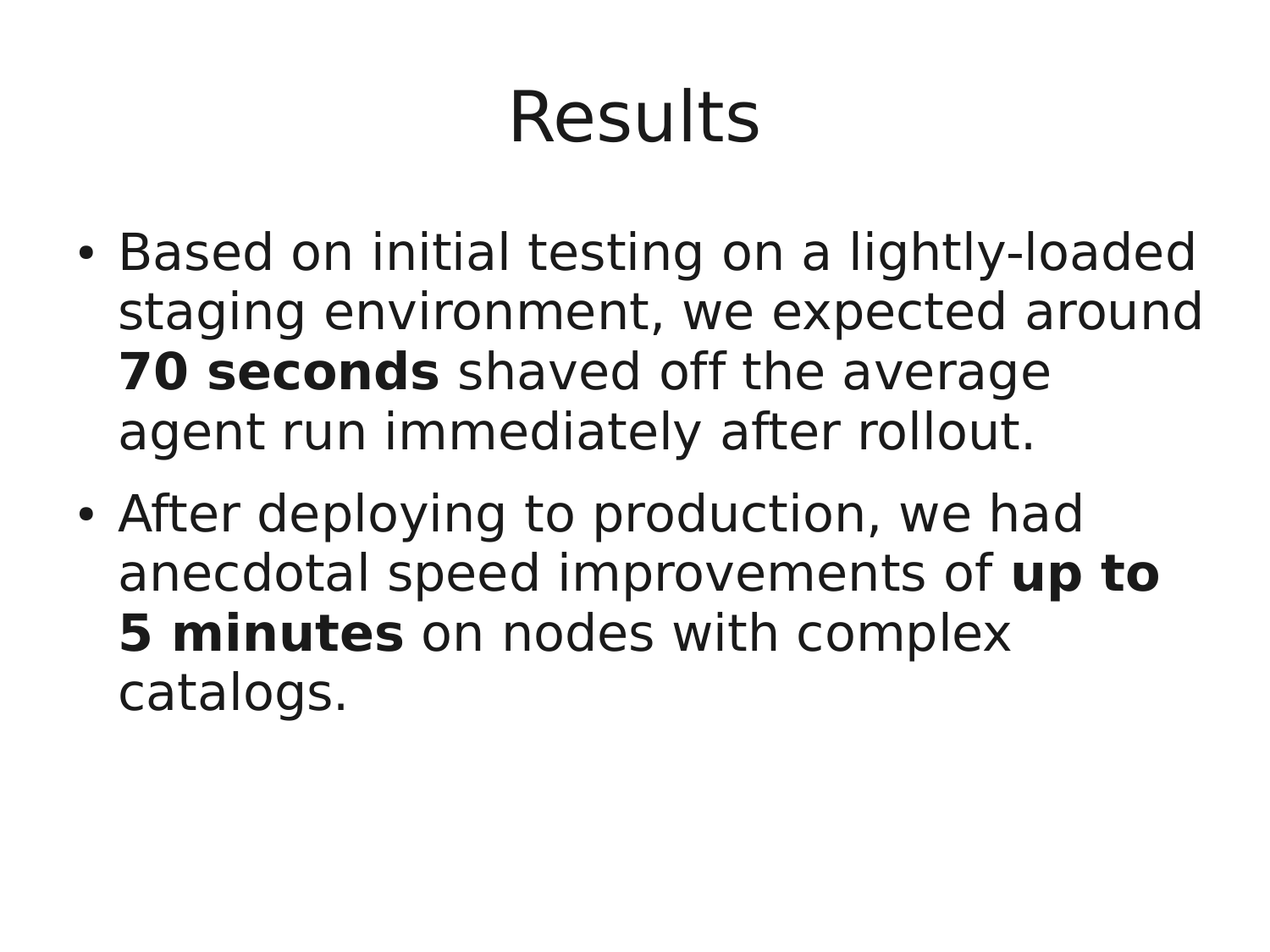# Results

- Based on initial testing on a lightly-loaded staging environment, we expected around **70 seconds** shaved off the average agent run immediately after rollout.
- After deploying to production, we had anecdotal speed improvements of **up to 5 minutes** on nodes with complex catalogs.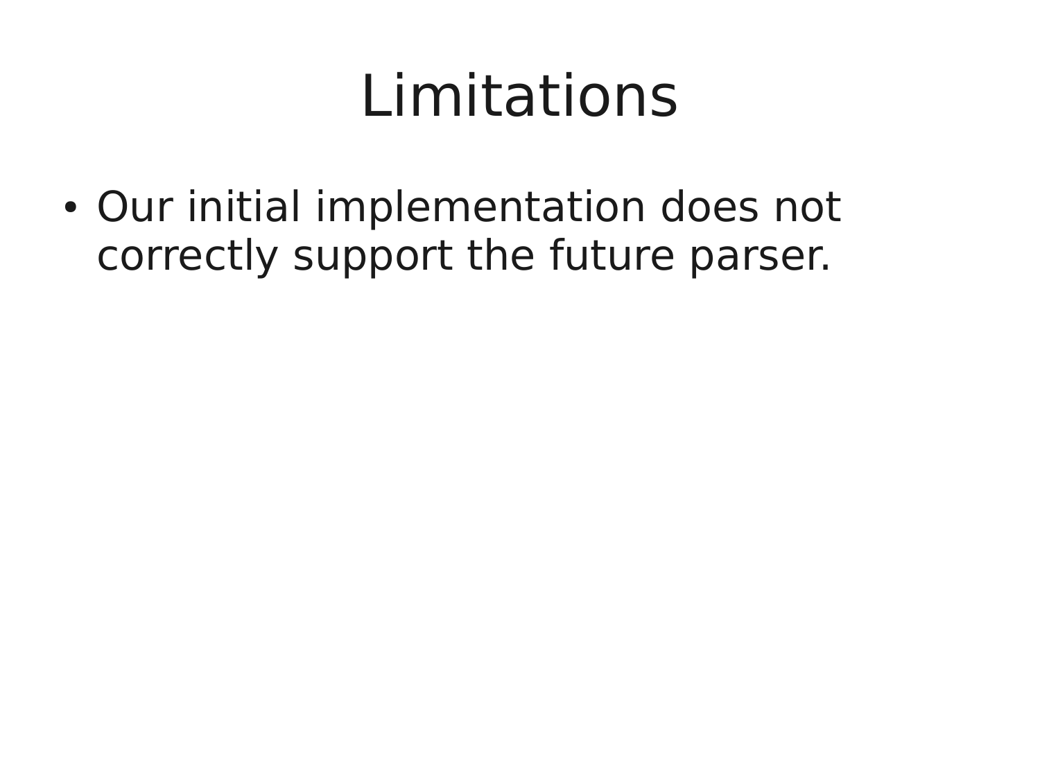# Limitations

- Our initial implementation does not correctly support the future parser.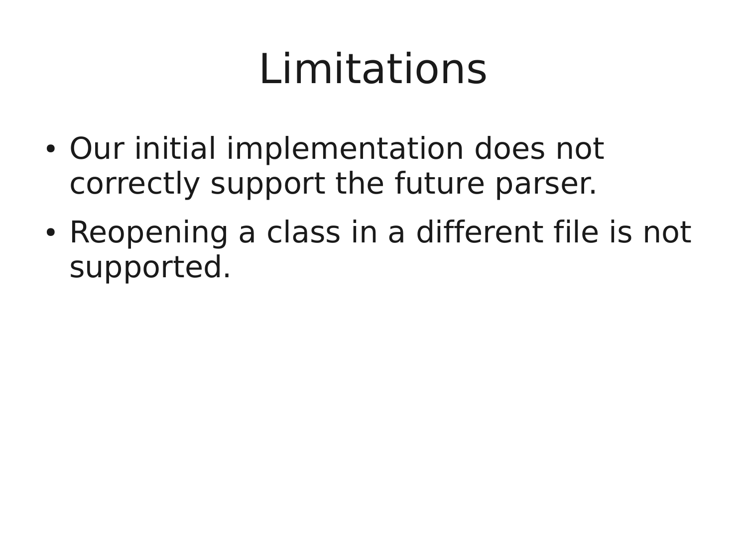# Limitations

- Our initial implementation does not correctly support the future parser.
- Reopening a class in a different file is not supported.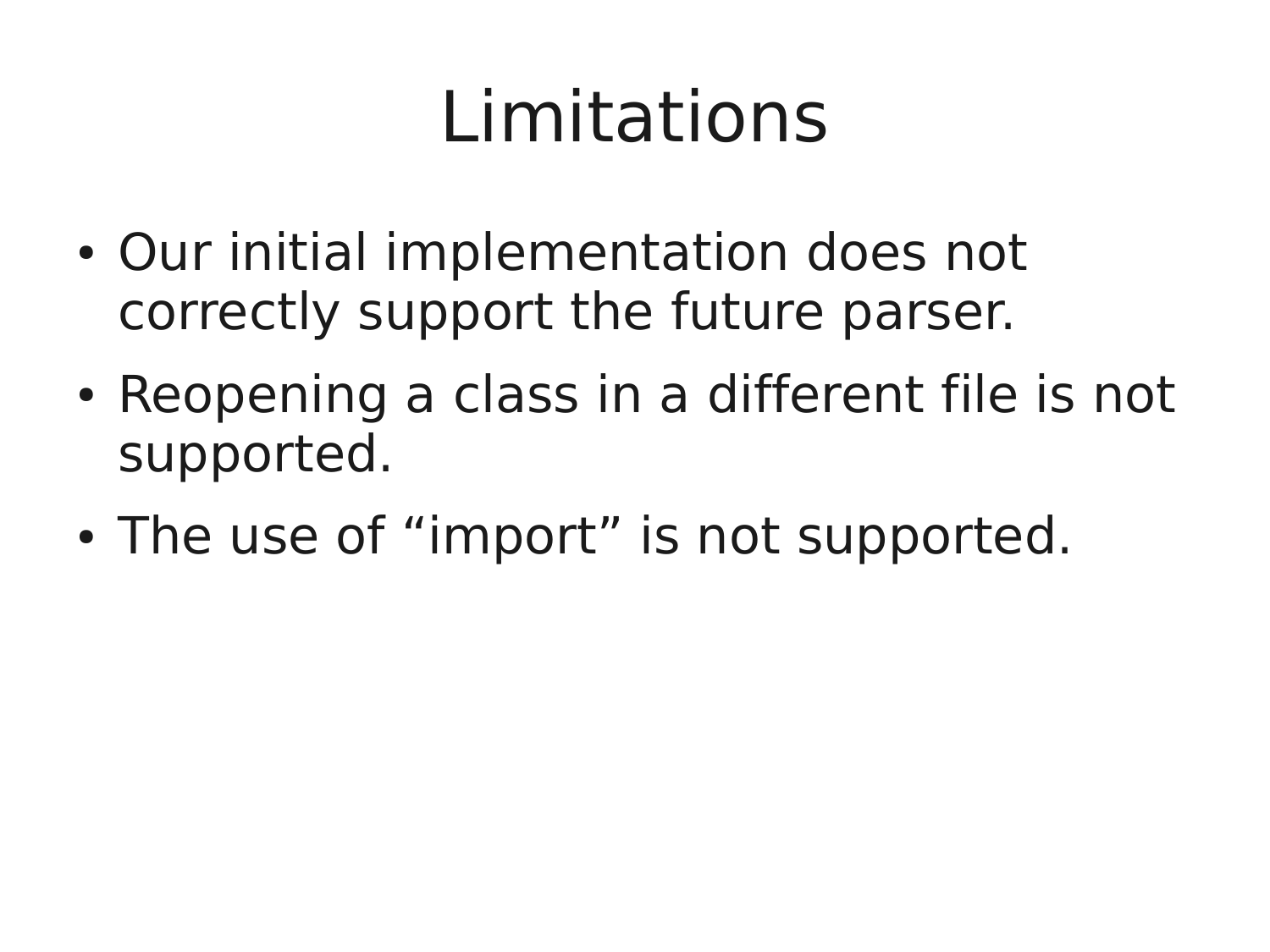# Limitations

- Our initial implementation does not correctly support the future parser.
- Reopening a class in a different file is not supported.
- The use of “import” is not supported.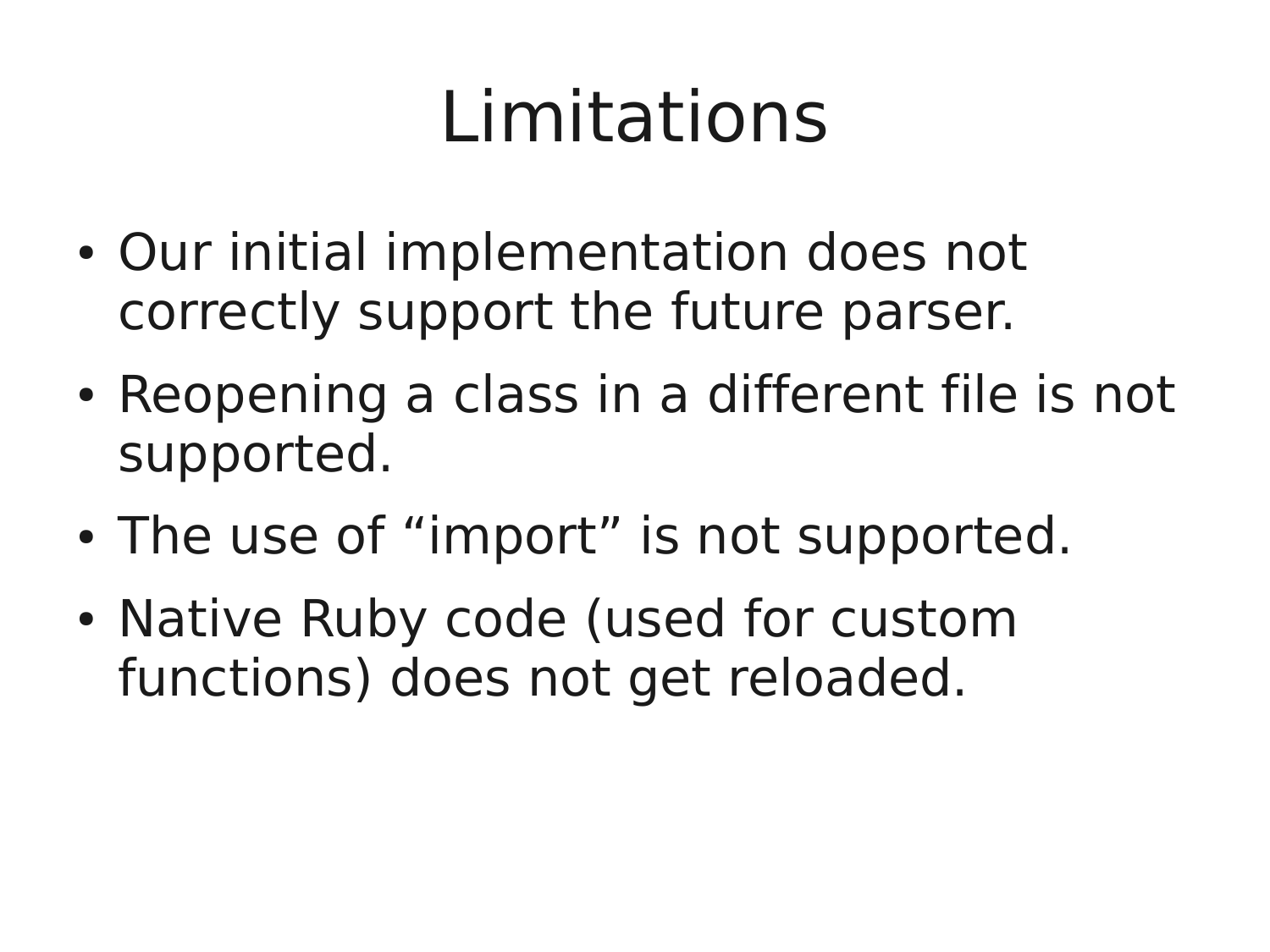# Limitations

- Our initial implementation does not correctly support the future parser.
- Reopening a class in a different file is not supported.
- The use of “import” is not supported.
- Native Ruby code (used for custom functions) does not get reloaded.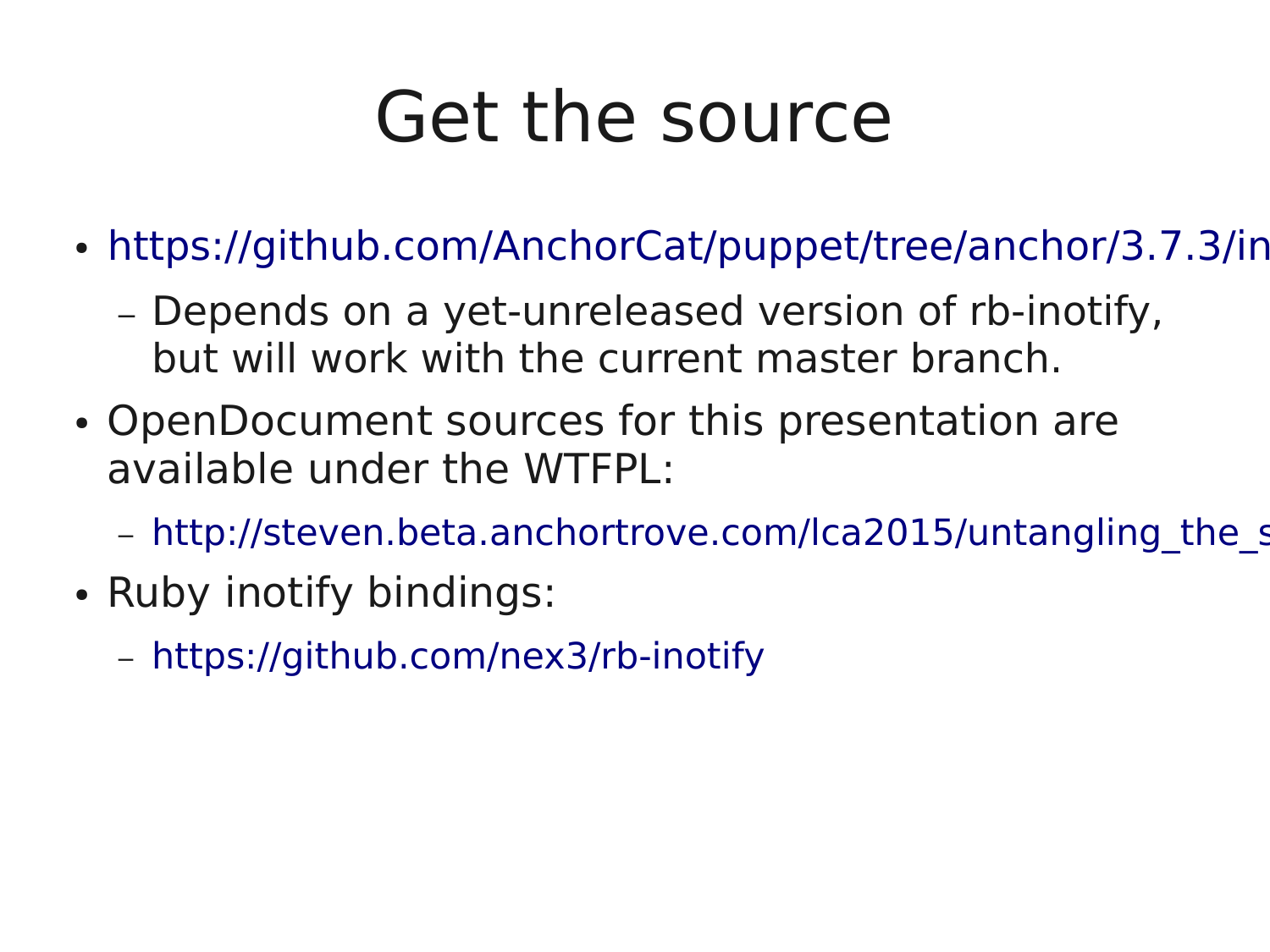# Get the source

- https://github.com/AnchorCat/puppet/tree/anchor/3.7.3/in
  - Depends on a yet-unreleased version of rb-inotify, but will work with the current master branch.
- OpenDocument sources for this presentation are available under the WTFPL:
  - http://steven.beta.anchortrove.com/lca2015/untangling_the_s
- Ruby inotify bindings:
  - https://github.com/nex3/rb-inotify